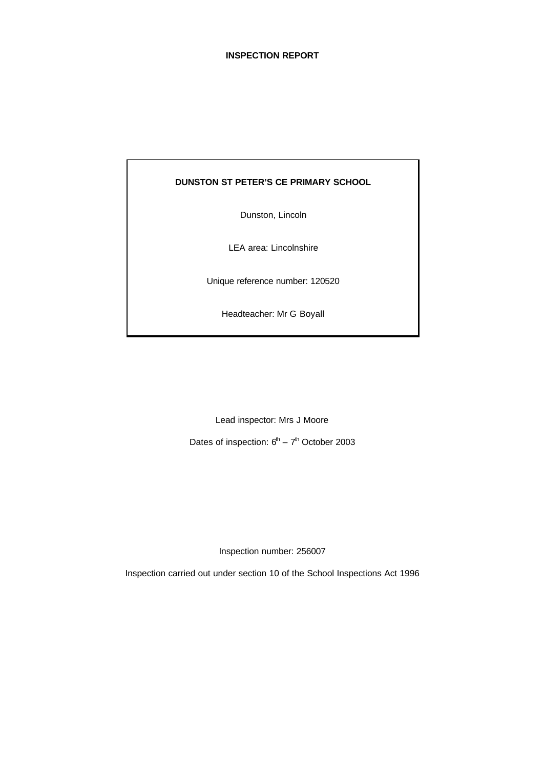**INSPECTION REPORT**

**DUNSTON ST PETER'S CE PRIMARY SCHOOL**

Dunston, Lincoln

LEA area: Lincolnshire

Unique reference number: 120520

Headteacher: Mr G Boyall

Lead inspector: Mrs J Moore

Dates of inspection: 6th – 7th October 2003

Inspection number: 256007

Inspection carried out under section 10 of the School Inspections Act 1996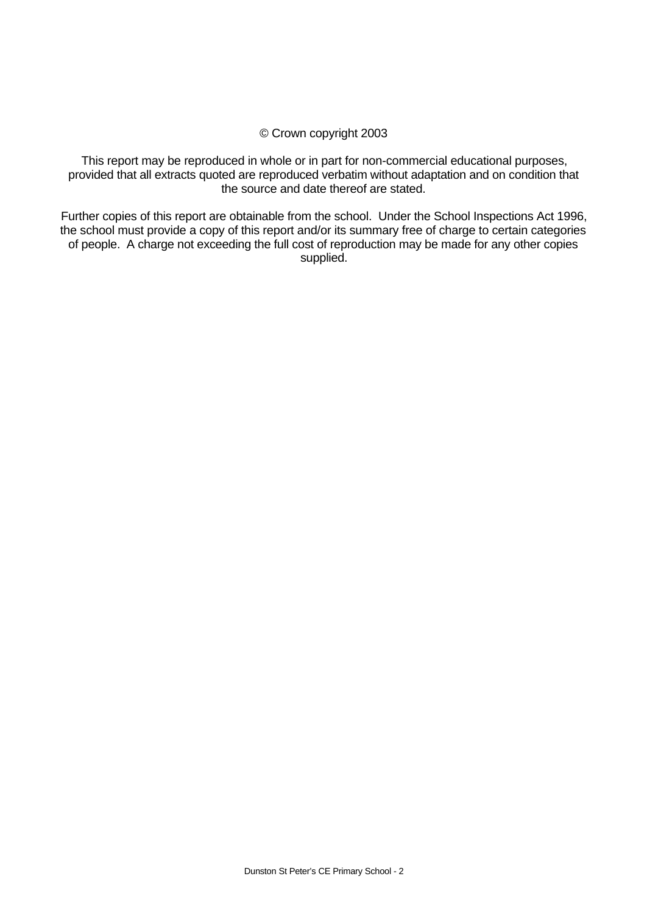© Crown copyright 2003

This report may be reproduced in whole or in part for non-commercial educational purposes, provided that all extracts quoted are reproduced verbatim without adaptation and on condition that the source and date thereof are stated.

Further copies of this report are obtainable from the school. Under the School Inspections Act 1996, the school must provide a copy of this report and/or its summary free of charge to certain categories of people. A charge not exceeding the full cost of reproduction may be made for any other copies supplied.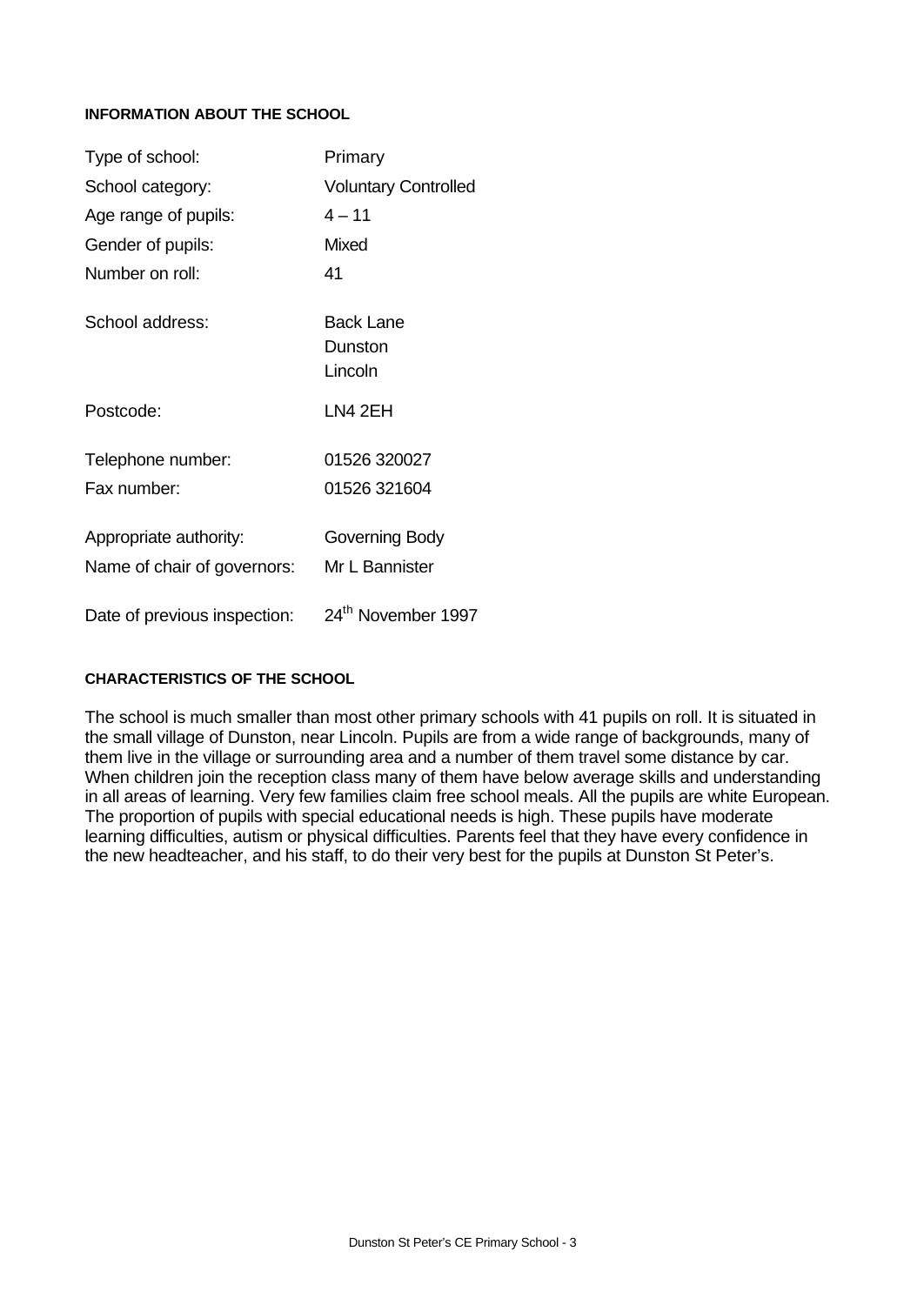**INFORMATION ABOUT THE SCHOOL**

| | |
|---|---|
| Type of school: | Primary |
| School category: | Voluntary Controlled |
| Age range of pupils: | 4 – 11 |
| Gender of pupils: | Mixed |
| Number on roll: | 41 |
| School address: | Back Lane<br>Dunston<br>Lincoln |
| Postcode: | LN4 2EH |
| Telephone number: | 01526 320027 |
| Fax number: | 01526 321604 |
| Appropriate authority: | Governing Body |
| Name of chair of governors: | Mr L Bannister |
| Date of previous inspection: | 24th November 1997 |

**CHARACTERISTICS OF THE SCHOOL**

The school is much smaller than most other primary schools with 41 pupils on roll. It is situated in the small village of Dunston, near Lincoln. Pupils are from a wide range of backgrounds, many of them live in the village or surrounding area and a number of them travel some distance by car. When children join the reception class many of them have below average skills and understanding in all areas of learning. Very few families claim free school meals. All the pupils are white European. The proportion of pupils with special educational needs is high. These pupils have moderate learning difficulties, autism or physical difficulties. Parents feel that they have every confidence in the new headteacher, and his staff, to do their very best for the pupils at Dunston St Peter's.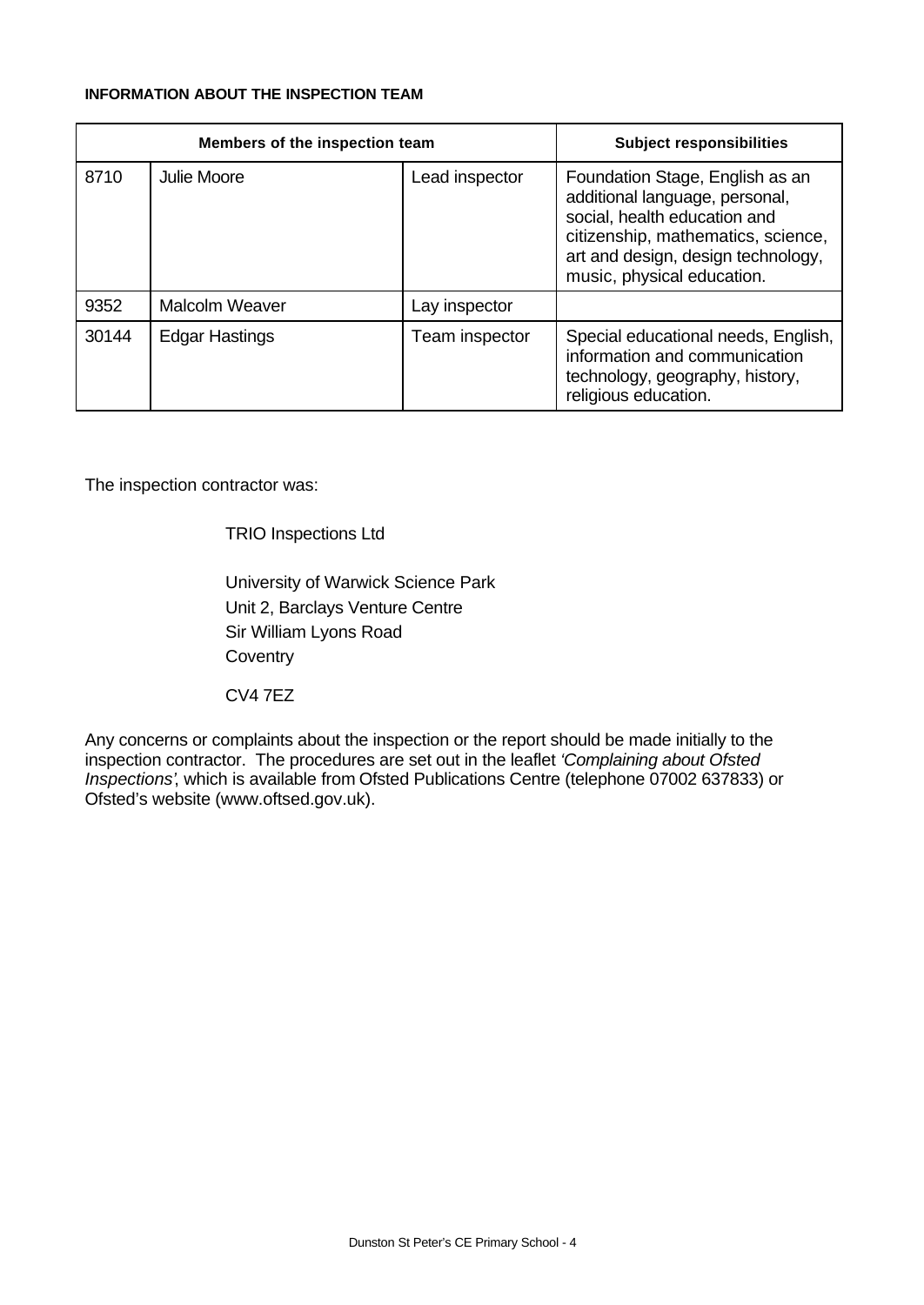**INFORMATION ABOUT THE INSPECTION TEAM**

| Members of the inspection team | | | Subject responsibilities |
|---|---|---|---|
| 8710 | Julie Moore | Lead inspector | Foundation Stage, English as an additional language, personal, social, health education and citizenship, mathematics, science, art and design, design technology, music, physical education. |
| 9352 | Malcolm Weaver | Lay inspector | |
| 30144 | Edgar Hastings | Team inspector | Special educational needs, English, information and communication technology, geography, history, religious education. |

The inspection contractor was:

TRIO Inspections Ltd

University of Warwick Science Park
Unit 2, Barclays Venture Centre
Sir William Lyons Road
Coventry

CV4 7EZ

Any concerns or complaints about the inspection or the report should be made initially to the inspection contractor. The procedures are set out in the leaflet *'Complaining about Ofsted Inspections'*, which is available from Ofsted Publications Centre (telephone 07002 637833) or Ofsted's website (www.oftsed.gov.uk).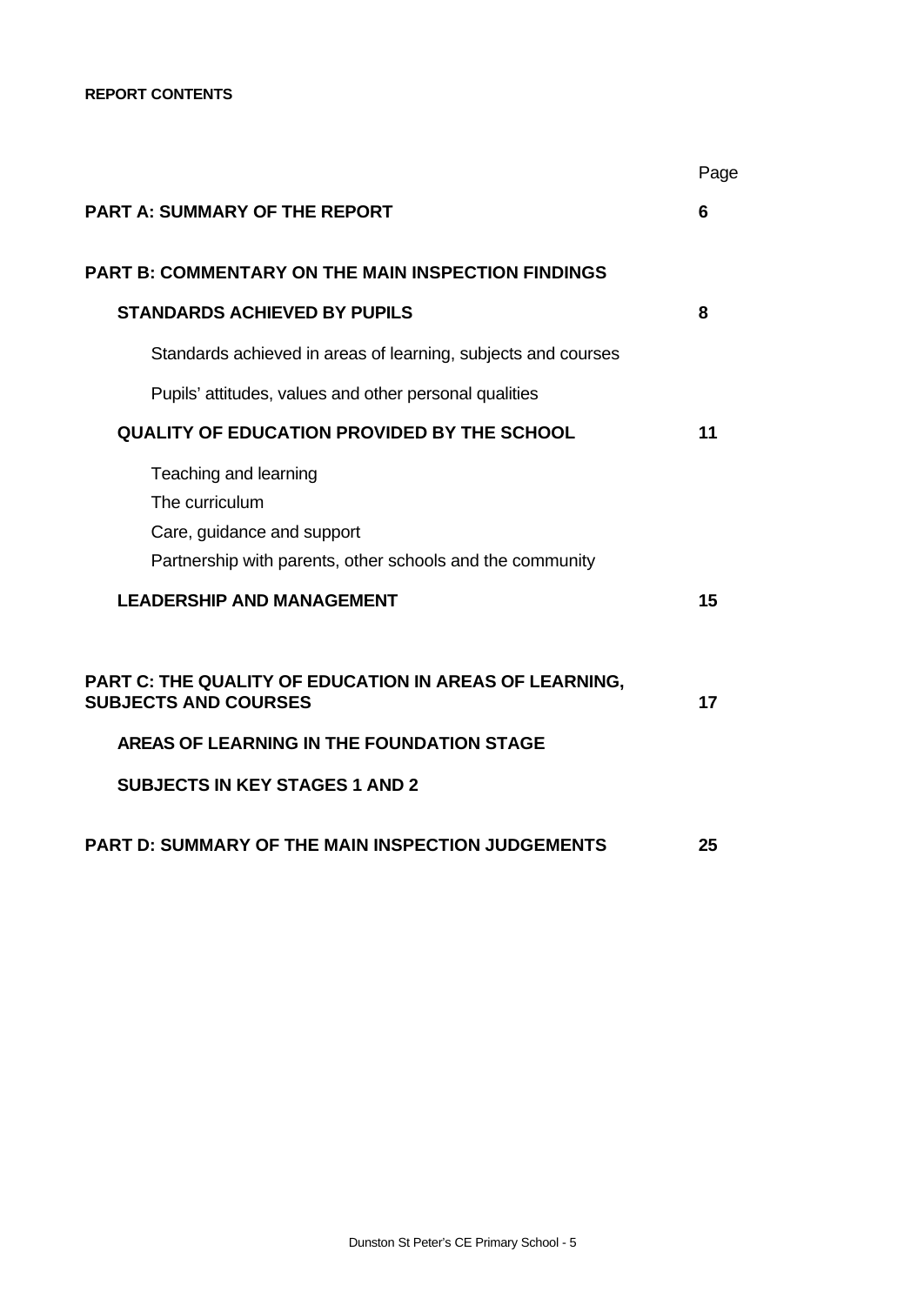**REPORT CONTENTS**

| | Page |
|---|---|
| **PART A: SUMMARY OF THE REPORT** | **6** |
| **PART B: COMMENTARY ON THE MAIN INSPECTION FINDINGS** | |
| **STANDARDS ACHIEVED BY PUPILS** | **8** |
| Standards achieved in areas of learning, subjects and courses | |
| Pupils' attitudes, values and other personal qualities | |
| **QUALITY OF EDUCATION PROVIDED BY THE SCHOOL** | **11** |
| Teaching and learning | |
| The curriculum | |
| Care, guidance and support | |
| Partnership with parents, other schools and the community | |
| **LEADERSHIP AND MANAGEMENT** | **15** |
| **PART C: THE QUALITY OF EDUCATION IN AREAS OF LEARNING, SUBJECTS AND COURSES** | **17** |
| **AREAS OF LEARNING IN THE FOUNDATION STAGE** | |
| **SUBJECTS IN KEY STAGES 1 AND 2** | |
| **PART D: SUMMARY OF THE MAIN INSPECTION JUDGEMENTS** | **25** |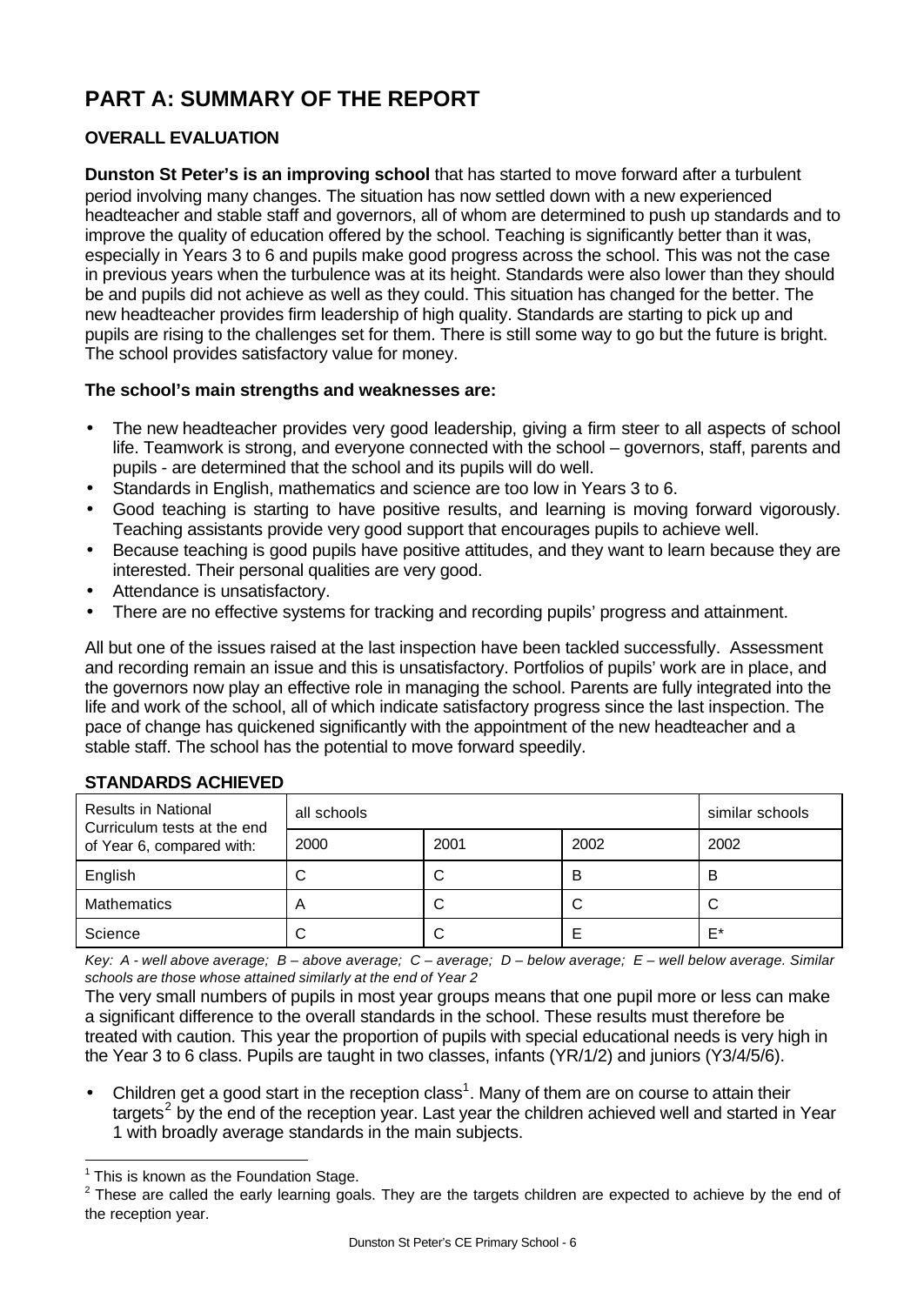# PART A: SUMMARY OF THE REPORT

## OVERALL EVALUATION

**Dunston St Peter's is an improving school** that has started to move forward after a turbulent period involving many changes. The situation has now settled down with a new experienced headteacher and stable staff and governors, all of whom are determined to push up standards and to improve the quality of education offered by the school. Teaching is significantly better than it was, especially in Years 3 to 6 and pupils make good progress across the school. This was not the case in previous years when the turbulence was at its height. Standards were also lower than they should be and pupils did not achieve as well as they could. This situation has changed for the better. The new headteacher provides firm leadership of high quality. Standards are starting to pick up and pupils are rising to the challenges set for them. There is still some way to go but the future is bright. The school provides satisfactory value for money.

**The school's main strengths and weaknesses are:**

- The new headteacher provides very good leadership, giving a firm steer to all aspects of school life. Teamwork is strong, and everyone connected with the school – governors, staff, parents and pupils - are determined that the school and its pupils will do well.
- Standards in English, mathematics and science are too low in Years 3 to 6.
- Good teaching is starting to have positive results, and learning is moving forward vigorously. Teaching assistants provide very good support that encourages pupils to achieve well.
- Because teaching is good pupils have positive attitudes, and they want to learn because they are interested. Their personal qualities are very good.
- Attendance is unsatisfactory.
- There are no effective systems for tracking and recording pupils' progress and attainment.

All but one of the issues raised at the last inspection have been tackled successfully. Assessment and recording remain an issue and this is unsatisfactory. Portfolios of pupils' work are in place, and the governors now play an effective role in managing the school. Parents are fully integrated into the life and work of the school, all of which indicate satisfactory progress since the last inspection. The pace of change has quickened significantly with the appointment of the new headteacher and a stable staff. The school has the potential to move forward speedily.

## STANDARDS ACHIEVED

| Results in National Curriculum tests at the end of Year 6, compared with: | all schools | | | similar schools |
|---|---|---|---|---|
| | 2000 | 2001 | 2002 | 2002 |
| English | C | C | B | B |
| Mathematics | A | C | C | C |
| Science | C | C | E | E* |

*Key: A - well above average; B – above average; C – average; D – below average; E – well below average. Similar schools are those whose attained similarly at the end of Year 2*

The very small numbers of pupils in most year groups means that one pupil more or less can make a significant difference to the overall standards in the school. These results must therefore be treated with caution. This year the proportion of pupils with special educational needs is very high in the Year 3 to 6 class. Pupils are taught in two classes, infants (YR/1/2) and juniors (Y3/4/5/6).

- Children get a good start in the reception class[1]. Many of them are on course to attain their targets[2] by the end of the reception year. Last year the children achieved well and started in Year 1 with broadly average standards in the main subjects.

[1] This is known as the Foundation Stage.

[2] These are called the early learning goals. They are the targets children are expected to achieve by the end of the reception year.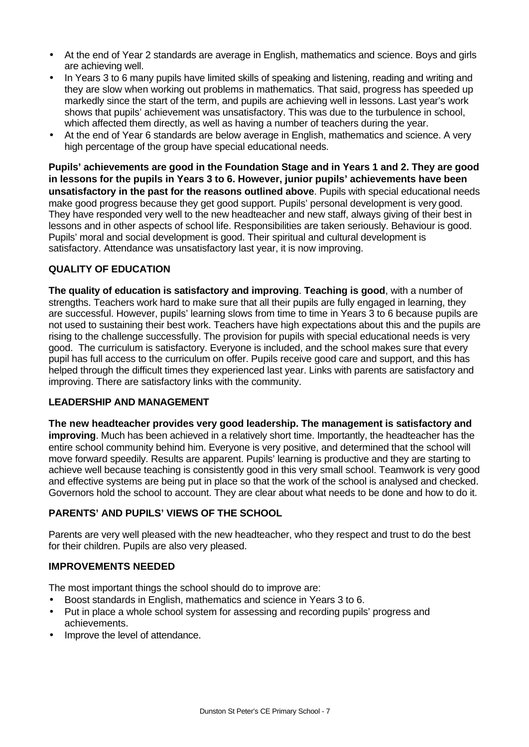- At the end of Year 2 standards are average in English, mathematics and science. Boys and girls are achieving well.
- In Years 3 to 6 many pupils have limited skills of speaking and listening, reading and writing and they are slow when working out problems in mathematics. That said, progress has speeded up markedly since the start of the term, and pupils are achieving well in lessons. Last year's work shows that pupils' achievement was unsatisfactory. This was due to the turbulence in school, which affected them directly, as well as having a number of teachers during the year.
- At the end of Year 6 standards are below average in English, mathematics and science. A very high percentage of the group have special educational needs.

**Pupils' achievements are good in the Foundation Stage and in Years 1 and 2. They are good in lessons for the pupils in Years 3 to 6. However, junior pupils' achievements have been unsatisfactory in the past for the reasons outlined above**. Pupils with special educational needs make good progress because they get good support. Pupils' personal development is very good. They have responded very well to the new headteacher and new staff, always giving of their best in lessons and in other aspects of school life. Responsibilities are taken seriously. Behaviour is good. Pupils' moral and social development is good. Their spiritual and cultural development is satisfactory. Attendance was unsatisfactory last year, it is now improving.

## QUALITY OF EDUCATION

**The quality of education is satisfactory and improving**. **Teaching is good**, with a number of strengths. Teachers work hard to make sure that all their pupils are fully engaged in learning, they are successful. However, pupils' learning slows from time to time in Years 3 to 6 because pupils are not used to sustaining their best work. Teachers have high expectations about this and the pupils are rising to the challenge successfully. The provision for pupils with special educational needs is very good. The curriculum is satisfactory. Everyone is included, and the school makes sure that every pupil has full access to the curriculum on offer. Pupils receive good care and support, and this has helped through the difficult times they experienced last year. Links with parents are satisfactory and improving. There are satisfactory links with the community.

## LEADERSHIP AND MANAGEMENT

**The new headteacher provides very good leadership. The management is satisfactory and improving**. Much has been achieved in a relatively short time. Importantly, the headteacher has the entire school community behind him. Everyone is very positive, and determined that the school will move forward speedily. Results are apparent. Pupils' learning is productive and they are starting to achieve well because teaching is consistently good in this very small school. Teamwork is very good and effective systems are being put in place so that the work of the school is analysed and checked. Governors hold the school to account. They are clear about what needs to be done and how to do it.

## PARENTS' AND PUPILS' VIEWS OF THE SCHOOL

Parents are very well pleased with the new headteacher, who they respect and trust to do the best for their children. Pupils are also very pleased.

## IMPROVEMENTS NEEDED

The most important things the school should do to improve are:

- Boost standards in English, mathematics and science in Years 3 to 6.
- Put in place a whole school system for assessing and recording pupils' progress and achievements.
- Improve the level of attendance.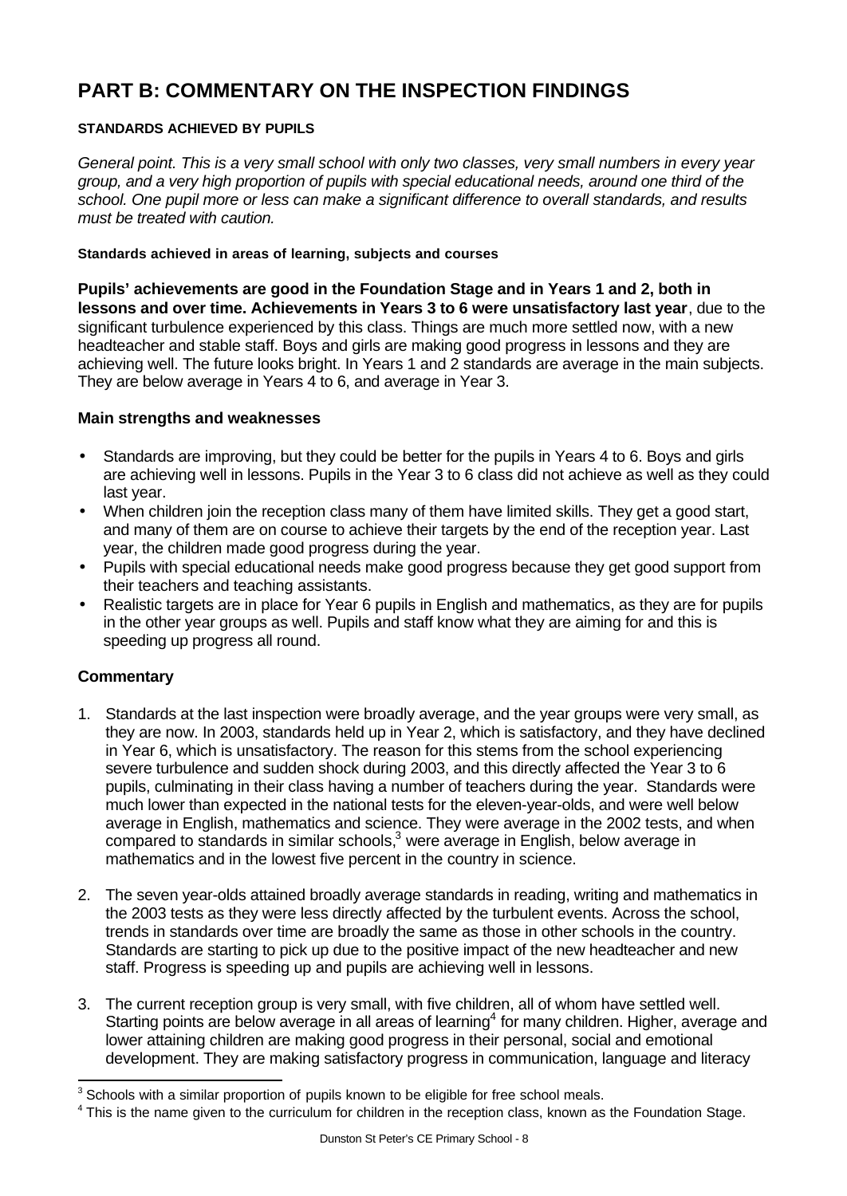# PART B: COMMENTARY ON THE INSPECTION FINDINGS

### STANDARDS ACHIEVED BY PUPILS

*General point. This is a very small school with only two classes, very small numbers in every year group, and a very high proportion of pupils with special educational needs, around one third of the school. One pupil more or less can make a significant difference to overall standards, and results must be treated with caution.*

#### Standards achieved in areas of learning, subjects and courses

**Pupils' achievements are good in the Foundation Stage and in Years 1 and 2, both in lessons and over time. Achievements in Years 3 to 6 were unsatisfactory last year**, due to the significant turbulence experienced by this class. Things are much more settled now, with a new headteacher and stable staff. Boys and girls are making good progress in lessons and they are achieving well. The future looks bright. In Years 1 and 2 standards are average in the main subjects. They are below average in Years 4 to 6, and average in Year 3.

### Main strengths and weaknesses

- Standards are improving, but they could be better for the pupils in Years 4 to 6. Boys and girls are achieving well in lessons. Pupils in the Year 3 to 6 class did not achieve as well as they could last year.
- When children join the reception class many of them have limited skills. They get a good start, and many of them are on course to achieve their targets by the end of the reception year. Last year, the children made good progress during the year.
- Pupils with special educational needs make good progress because they get good support from their teachers and teaching assistants.
- Realistic targets are in place for Year 6 pupils in English and mathematics, as they are for pupils in the other year groups as well. Pupils and staff know what they are aiming for and this is speeding up progress all round.

### Commentary

1. Standards at the last inspection were broadly average, and the year groups were very small, as they are now. In 2003, standards held up in Year 2, which is satisfactory, and they have declined in Year 6, which is unsatisfactory. The reason for this stems from the school experiencing severe turbulence and sudden shock during 2003, and this directly affected the Year 3 to 6 pupils, culminating in their class having a number of teachers during the year. Standards were much lower than expected in the national tests for the eleven-year-olds, and were well below average in English, mathematics and science. They were average in the 2002 tests, and when compared to standards in similar schools,[3] were average in English, below average in mathematics and in the lowest five percent in the country in science.

2. The seven year-olds attained broadly average standards in reading, writing and mathematics in the 2003 tests as they were less directly affected by the turbulent events. Across the school, trends in standards over time are broadly the same as those in other schools in the country. Standards are starting to pick up due to the positive impact of the new headteacher and new staff. Progress is speeding up and pupils are achieving well in lessons.

3. The current reception group is very small, with five children, all of whom have settled well. Starting points are below average in all areas of learning[4] for many children. Higher, average and lower attaining children are making good progress in their personal, social and emotional development. They are making satisfactory progress in communication, language and literacy

---

[3] Schools with a similar proportion of pupils known to be eligible for free school meals.

[4] This is the name given to the curriculum for children in the reception class, known as the Foundation Stage.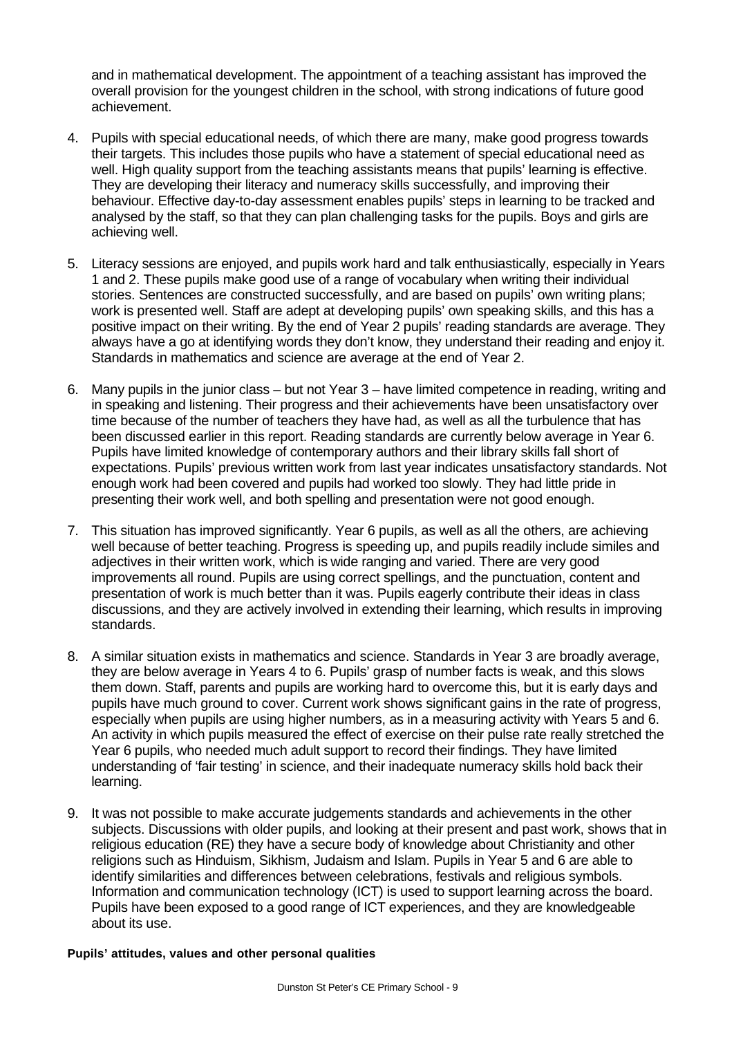and in mathematical development. The appointment of a teaching assistant has improved the overall provision for the youngest children in the school, with strong indications of future good achievement.

4. Pupils with special educational needs, of which there are many, make good progress towards their targets. This includes those pupils who have a statement of special educational need as well. High quality support from the teaching assistants means that pupils' learning is effective. They are developing their literacy and numeracy skills successfully, and improving their behaviour. Effective day-to-day assessment enables pupils' steps in learning to be tracked and analysed by the staff, so that they can plan challenging tasks for the pupils. Boys and girls are achieving well.

5. Literacy sessions are enjoyed, and pupils work hard and talk enthusiastically, especially in Years 1 and 2. These pupils make good use of a range of vocabulary when writing their individual stories. Sentences are constructed successfully, and are based on pupils' own writing plans; work is presented well. Staff are adept at developing pupils' own speaking skills, and this has a positive impact on their writing. By the end of Year 2 pupils' reading standards are average. They always have a go at identifying words they don't know, they understand their reading and enjoy it. Standards in mathematics and science are average at the end of Year 2.

6. Many pupils in the junior class – but not Year 3 – have limited competence in reading, writing and in speaking and listening. Their progress and their achievements have been unsatisfactory over time because of the number of teachers they have had, as well as all the turbulence that has been discussed earlier in this report. Reading standards are currently below average in Year 6. Pupils have limited knowledge of contemporary authors and their library skills fall short of expectations. Pupils' previous written work from last year indicates unsatisfactory standards. Not enough work had been covered and pupils had worked too slowly. They had little pride in presenting their work well, and both spelling and presentation were not good enough.

7. This situation has improved significantly. Year 6 pupils, as well as all the others, are achieving well because of better teaching. Progress is speeding up, and pupils readily include similes and adjectives in their written work, which is wide ranging and varied. There are very good improvements all round. Pupils are using correct spellings, and the punctuation, content and presentation of work is much better than it was. Pupils eagerly contribute their ideas in class discussions, and they are actively involved in extending their learning, which results in improving standards.

8. A similar situation exists in mathematics and science. Standards in Year 3 are broadly average, they are below average in Years 4 to 6. Pupils' grasp of number facts is weak, and this slows them down. Staff, parents and pupils are working hard to overcome this, but it is early days and pupils have much ground to cover. Current work shows significant gains in the rate of progress, especially when pupils are using higher numbers, as in a measuring activity with Years 5 and 6. An activity in which pupils measured the effect of exercise on their pulse rate really stretched the Year 6 pupils, who needed much adult support to record their findings. They have limited understanding of 'fair testing' in science, and their inadequate numeracy skills hold back their learning.

9. It was not possible to make accurate judgements standards and achievements in the other subjects. Discussions with older pupils, and looking at their present and past work, shows that in religious education (RE) they have a secure body of knowledge about Christianity and other religions such as Hinduism, Sikhism, Judaism and Islam. Pupils in Year 5 and 6 are able to identify similarities and differences between celebrations, festivals and religious symbols. Information and communication technology (ICT) is used to support learning across the board. Pupils have been exposed to a good range of ICT experiences, and they are knowledgeable about its use.

**Pupils' attitudes, values and other personal qualities**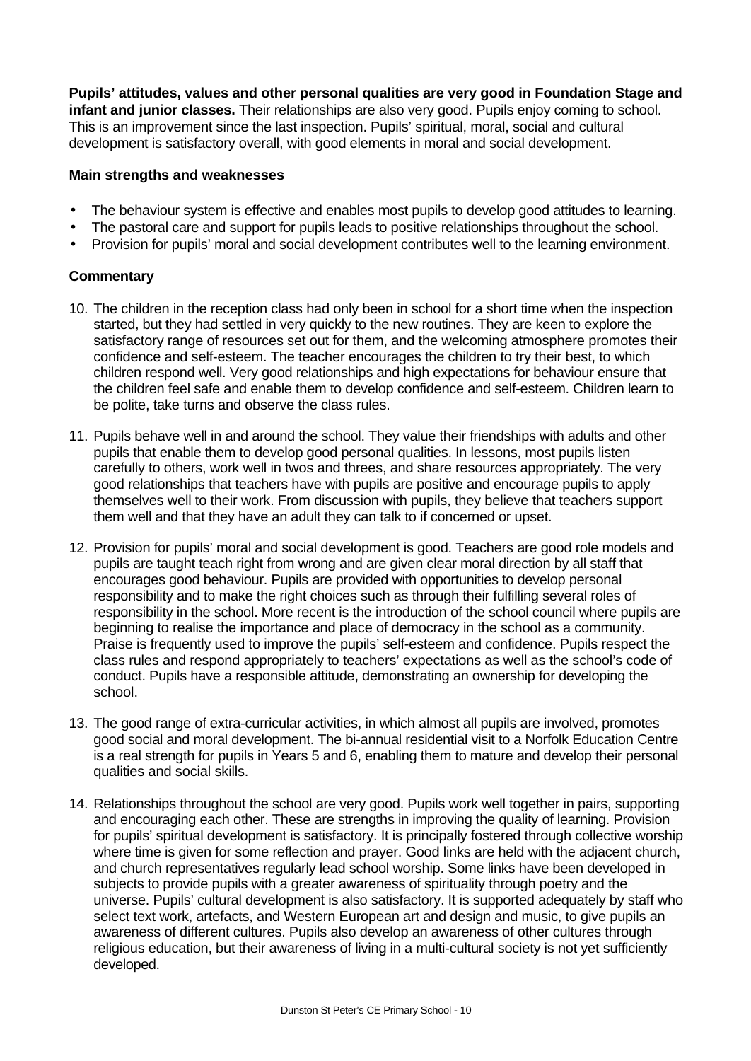**Pupils' attitudes, values and other personal qualities are very good in Foundation Stage and infant and junior classes.** Their relationships are also very good. Pupils enjoy coming to school. This is an improvement since the last inspection. Pupils' spiritual, moral, social and cultural development is satisfactory overall, with good elements in moral and social development.

**Main strengths and weaknesses**

- The behaviour system is effective and enables most pupils to develop good attitudes to learning.
- The pastoral care and support for pupils leads to positive relationships throughout the school.
- Provision for pupils' moral and social development contributes well to the learning environment.

**Commentary**

10. The children in the reception class had only been in school for a short time when the inspection started, but they had settled in very quickly to the new routines. They are keen to explore the satisfactory range of resources set out for them, and the welcoming atmosphere promotes their confidence and self-esteem. The teacher encourages the children to try their best, to which children respond well. Very good relationships and high expectations for behaviour ensure that the children feel safe and enable them to develop confidence and self-esteem. Children learn to be polite, take turns and observe the class rules.

11. Pupils behave well in and around the school. They value their friendships with adults and other pupils that enable them to develop good personal qualities. In lessons, most pupils listen carefully to others, work well in twos and threes, and share resources appropriately. The very good relationships that teachers have with pupils are positive and encourage pupils to apply themselves well to their work. From discussion with pupils, they believe that teachers support them well and that they have an adult they can talk to if concerned or upset.

12. Provision for pupils' moral and social development is good. Teachers are good role models and pupils are taught teach right from wrong and are given clear moral direction by all staff that encourages good behaviour. Pupils are provided with opportunities to develop personal responsibility and to make the right choices such as through their fulfilling several roles of responsibility in the school. More recent is the introduction of the school council where pupils are beginning to realise the importance and place of democracy in the school as a community. Praise is frequently used to improve the pupils' self-esteem and confidence. Pupils respect the class rules and respond appropriately to teachers' expectations as well as the school's code of conduct. Pupils have a responsible attitude, demonstrating an ownership for developing the school.

13. The good range of extra-curricular activities, in which almost all pupils are involved, promotes good social and moral development. The bi-annual residential visit to a Norfolk Education Centre is a real strength for pupils in Years 5 and 6, enabling them to mature and develop their personal qualities and social skills.

14. Relationships throughout the school are very good. Pupils work well together in pairs, supporting and encouraging each other. These are strengths in improving the quality of learning. Provision for pupils' spiritual development is satisfactory. It is principally fostered through collective worship where time is given for some reflection and prayer. Good links are held with the adjacent church, and church representatives regularly lead school worship. Some links have been developed in subjects to provide pupils with a greater awareness of spirituality through poetry and the universe. Pupils' cultural development is also satisfactory. It is supported adequately by staff who select text work, artefacts, and Western European art and design and music, to give pupils an awareness of different cultures. Pupils also develop an awareness of other cultures through religious education, but their awareness of living in a multi-cultural society is not yet sufficiently developed.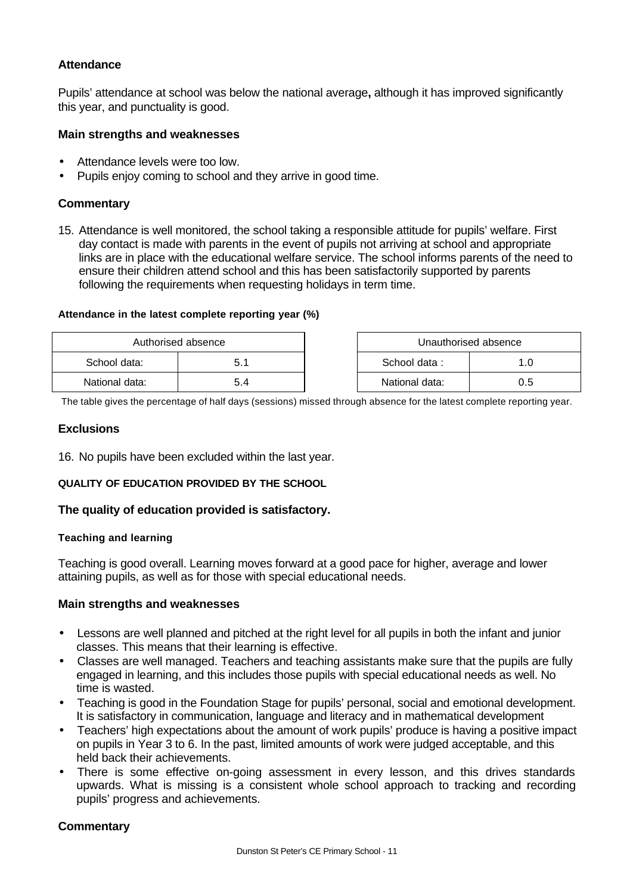### Attendance

Pupils' attendance at school was below the national average**,** although it has improved significantly this year, and punctuality is good.

### Main strengths and weaknesses

- Attendance levels were too low.
- Pupils enjoy coming to school and they arrive in good time.

### Commentary

15. Attendance is well monitored, the school taking a responsible attitude for pupils' welfare. First day contact is made with parents in the event of pupils not arriving at school and appropriate links are in place with the educational welfare service. The school informs parents of the need to ensure their children attend school and this has been satisfactorily supported by parents following the requirements when requesting holidays in term time.

**Attendance in the latest complete reporting year (%)**

| Authorised absence | |
|---|---|
| School data: | 5.1 |
| National data: | 5.4 |

| Unauthorised absence | |
|---|---|
| School data : | 1.0 |
| National data: | 0.5 |

The table gives the percentage of half days (sessions) missed through absence for the latest complete reporting year.

### Exclusions

16. No pupils have been excluded within the last year.

**QUALITY OF EDUCATION PROVIDED BY THE SCHOOL**

### The quality of education provided is satisfactory.

**Teaching and learning**

Teaching is good overall. Learning moves forward at a good pace for higher, average and lower attaining pupils, as well as for those with special educational needs.

### Main strengths and weaknesses

- Lessons are well planned and pitched at the right level for all pupils in both the infant and junior classes. This means that their learning is effective.
- Classes are well managed. Teachers and teaching assistants make sure that the pupils are fully engaged in learning, and this includes those pupils with special educational needs as well. No time is wasted.
- Teaching is good in the Foundation Stage for pupils' personal, social and emotional development. It is satisfactory in communication, language and literacy and in mathematical development
- Teachers' high expectations about the amount of work pupils' produce is having a positive impact on pupils in Year 3 to 6. In the past, limited amounts of work were judged acceptable, and this held back their achievements.
- There is some effective on-going assessment in every lesson, and this drives standards upwards. What is missing is a consistent whole school approach to tracking and recording pupils' progress and achievements.

### Commentary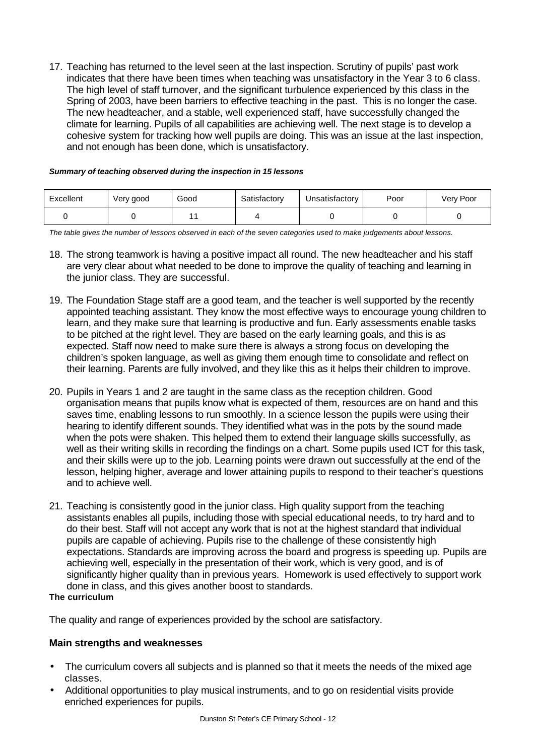17. Teaching has returned to the level seen at the last inspection. Scrutiny of pupils' past work indicates that there have been times when teaching was unsatisfactory in the Year 3 to 6 class. The high level of staff turnover, and the significant turbulence experienced by this class in the Spring of 2003, have been barriers to effective teaching in the past. This is no longer the case. The new headteacher, and a stable, well experienced staff, have successfully changed the climate for learning. Pupils of all capabilities are achieving well. The next stage is to develop a cohesive system for tracking how well pupils are doing. This was an issue at the last inspection, and not enough has been done, which is unsatisfactory.

***Summary of teaching observed during the inspection in 15 lessons***

| Excellent | Very good | Good | Satisfactory | Unsatisfactory | Poor | Very Poor |
|---|---|---|---|---|---|---|
| 0 | 0 | 11 | 4 | 0 | 0 | 0 |

*The table gives the number of lessons observed in each of the seven categories used to make judgements about lessons.*

18. The strong teamwork is having a positive impact all round. The new headteacher and his staff are very clear about what needed to be done to improve the quality of teaching and learning in the junior class. They are successful.

19. The Foundation Stage staff are a good team, and the teacher is well supported by the recently appointed teaching assistant. They know the most effective ways to encourage young children to learn, and they make sure that learning is productive and fun. Early assessments enable tasks to be pitched at the right level. They are based on the early learning goals, and this is as expected. Staff now need to make sure there is always a strong focus on developing the children's spoken language, as well as giving them enough time to consolidate and reflect on their learning. Parents are fully involved, and they like this as it helps their children to improve.

20. Pupils in Years 1 and 2 are taught in the same class as the reception children. Good organisation means that pupils know what is expected of them, resources are on hand and this saves time, enabling lessons to run smoothly. In a science lesson the pupils were using their hearing to identify different sounds. They identified what was in the pots by the sound made when the pots were shaken. This helped them to extend their language skills successfully, as well as their writing skills in recording the findings on a chart. Some pupils used ICT for this task, and their skills were up to the job. Learning points were drawn out successfully at the end of the lesson, helping higher, average and lower attaining pupils to respond to their teacher's questions and to achieve well.

21. Teaching is consistently good in the junior class. High quality support from the teaching assistants enables all pupils, including those with special educational needs, to try hard and to do their best. Staff will not accept any work that is not at the highest standard that individual pupils are capable of achieving. Pupils rise to the challenge of these consistently high expectations. Standards are improving across the board and progress is speeding up. Pupils are achieving well, especially in the presentation of their work, which is very good, and is of significantly higher quality than in previous years. Homework is used effectively to support work done in class, and this gives another boost to standards.

**The curriculum**

The quality and range of experiences provided by the school are satisfactory.

### Main strengths and weaknesses

- The curriculum covers all subjects and is planned so that it meets the needs of the mixed age classes.
- Additional opportunities to play musical instruments, and to go on residential visits provide enriched experiences for pupils.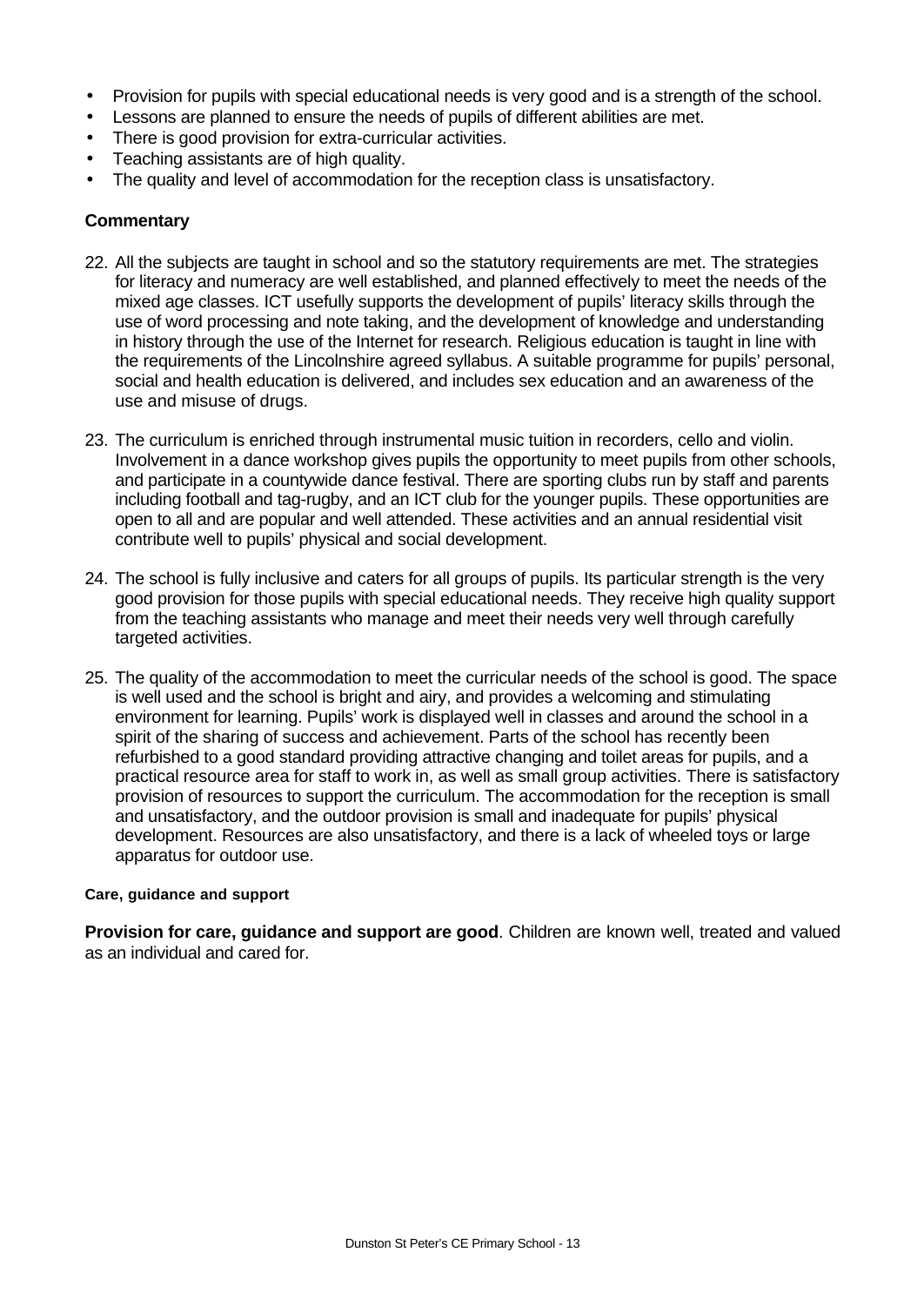- Provision for pupils with special educational needs is very good and is a strength of the school.
- Lessons are planned to ensure the needs of pupils of different abilities are met.
- There is good provision for extra-curricular activities.
- Teaching assistants are of high quality.
- The quality and level of accommodation for the reception class is unsatisfactory.

### Commentary

22. All the subjects are taught in school and so the statutory requirements are met. The strategies for literacy and numeracy are well established, and planned effectively to meet the needs of the mixed age classes. ICT usefully supports the development of pupils' literacy skills through the use of word processing and note taking, and the development of knowledge and understanding in history through the use of the Internet for research. Religious education is taught in line with the requirements of the Lincolnshire agreed syllabus. A suitable programme for pupils' personal, social and health education is delivered, and includes sex education and an awareness of the use and misuse of drugs.

23. The curriculum is enriched through instrumental music tuition in recorders, cello and violin. Involvement in a dance workshop gives pupils the opportunity to meet pupils from other schools, and participate in a countywide dance festival. There are sporting clubs run by staff and parents including football and tag-rugby, and an ICT club for the younger pupils. These opportunities are open to all and are popular and well attended. These activities and an annual residential visit contribute well to pupils' physical and social development.

24. The school is fully inclusive and caters for all groups of pupils. Its particular strength is the very good provision for those pupils with special educational needs. They receive high quality support from the teaching assistants who manage and meet their needs very well through carefully targeted activities.

25. The quality of the accommodation to meet the curricular needs of the school is good. The space is well used and the school is bright and airy, and provides a welcoming and stimulating environment for learning. Pupils' work is displayed well in classes and around the school in a spirit of the sharing of success and achievement. Parts of the school has recently been refurbished to a good standard providing attractive changing and toilet areas for pupils, and a practical resource area for staff to work in, as well as small group activities. There is satisfactory provision of resources to support the curriculum. The accommodation for the reception is small and unsatisfactory, and the outdoor provision is small and inadequate for pupils' physical development. Resources are also unsatisfactory, and there is a lack of wheeled toys or large apparatus for outdoor use.

#### Care, guidance and support

**Provision for care, guidance and support are good**. Children are known well, treated and valued as an individual and cared for.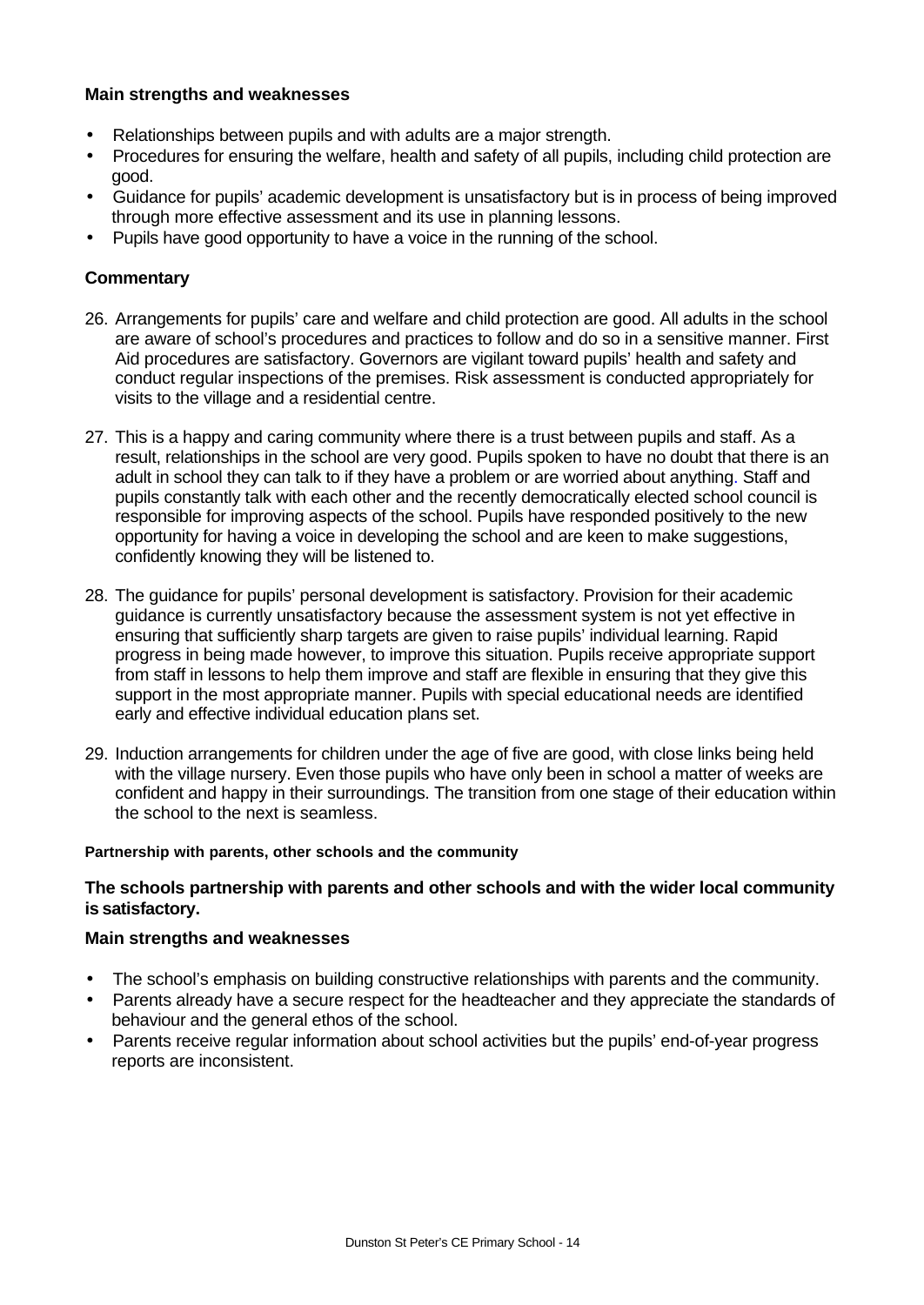**Main strengths and weaknesses**

- Relationships between pupils and with adults are a major strength.
- Procedures for ensuring the welfare, health and safety of all pupils, including child protection are good.
- Guidance for pupils' academic development is unsatisfactory but is in process of being improved through more effective assessment and its use in planning lessons.
- Pupils have good opportunity to have a voice in the running of the school.

**Commentary**

26. Arrangements for pupils' care and welfare and child protection are good. All adults in the school are aware of school's procedures and practices to follow and do so in a sensitive manner. First Aid procedures are satisfactory. Governors are vigilant toward pupils' health and safety and conduct regular inspections of the premises. Risk assessment is conducted appropriately for visits to the village and a residential centre.

27. This is a happy and caring community where there is a trust between pupils and staff. As a result, relationships in the school are very good. Pupils spoken to have no doubt that there is an adult in school they can talk to if they have a problem or are worried about anything. Staff and pupils constantly talk with each other and the recently democratically elected school council is responsible for improving aspects of the school. Pupils have responded positively to the new opportunity for having a voice in developing the school and are keen to make suggestions, confidently knowing they will be listened to.

28. The guidance for pupils' personal development is satisfactory. Provision for their academic guidance is currently unsatisfactory because the assessment system is not yet effective in ensuring that sufficiently sharp targets are given to raise pupils' individual learning. Rapid progress in being made however, to improve this situation. Pupils receive appropriate support from staff in lessons to help them improve and staff are flexible in ensuring that they give this support in the most appropriate manner. Pupils with special educational needs are identified early and effective individual education plans set.

29. Induction arrangements for children under the age of five are good, with close links being held with the village nursery. Even those pupils who have only been in school a matter of weeks are confident and happy in their surroundings. The transition from one stage of their education within the school to the next is seamless.

#### Partnership with parents, other schools and the community

**The schools partnership with parents and other schools and with the wider local community is satisfactory.**

**Main strengths and weaknesses**

- The school's emphasis on building constructive relationships with parents and the community.
- Parents already have a secure respect for the headteacher and they appreciate the standards of behaviour and the general ethos of the school.
- Parents receive regular information about school activities but the pupils' end-of-year progress reports are inconsistent.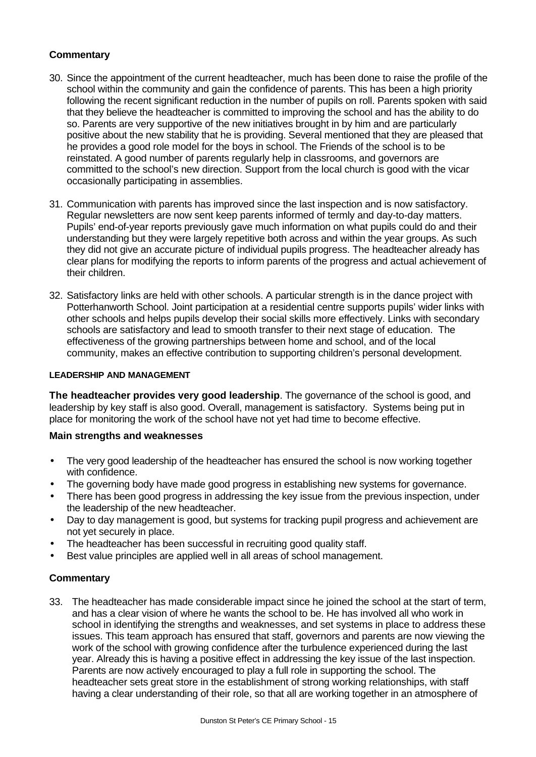### Commentary

30. Since the appointment of the current headteacher, much has been done to raise the profile of the school within the community and gain the confidence of parents. This has been a high priority following the recent significant reduction in the number of pupils on roll. Parents spoken with said that they believe the headteacher is committed to improving the school and has the ability to do so. Parents are very supportive of the new initiatives brought in by him and are particularly positive about the new stability that he is providing. Several mentioned that they are pleased that he provides a good role model for the boys in school. The Friends of the school is to be reinstated. A good number of parents regularly help in classrooms, and governors are committed to the school's new direction. Support from the local church is good with the vicar occasionally participating in assemblies.

31. Communication with parents has improved since the last inspection and is now satisfactory. Regular newsletters are now sent keep parents informed of termly and day-to-day matters. Pupils' end-of-year reports previously gave much information on what pupils could do and their understanding but they were largely repetitive both across and within the year groups. As such they did not give an accurate picture of individual pupils progress. The headteacher already has clear plans for modifying the reports to inform parents of the progress and actual achievement of their children.

32. Satisfactory links are held with other schools. A particular strength is in the dance project with Potterhanworth School. Joint participation at a residential centre supports pupils' wider links with other schools and helps pupils develop their social skills more effectively. Links with secondary schools are satisfactory and lead to smooth transfer to their next stage of education. The effectiveness of the growing partnerships between home and school, and of the local community, makes an effective contribution to supporting children's personal development.

#### LEADERSHIP AND MANAGEMENT

**The headteacher provides very good leadership**. The governance of the school is good, and leadership by key staff is also good. Overall, management is satisfactory. Systems being put in place for monitoring the work of the school have not yet had time to become effective.

### Main strengths and weaknesses

- The very good leadership of the headteacher has ensured the school is now working together with confidence.
- The governing body have made good progress in establishing new systems for governance.
- There has been good progress in addressing the key issue from the previous inspection, under the leadership of the new headteacher.
- Day to day management is good, but systems for tracking pupil progress and achievement are not yet securely in place.
- The headteacher has been successful in recruiting good quality staff.
- Best value principles are applied well in all areas of school management.

### Commentary

33. The headteacher has made considerable impact since he joined the school at the start of term, and has a clear vision of where he wants the school to be. He has involved all who work in school in identifying the strengths and weaknesses, and set systems in place to address these issues. This team approach has ensured that staff, governors and parents are now viewing the work of the school with growing confidence after the turbulence experienced during the last year. Already this is having a positive effect in addressing the key issue of the last inspection. Parents are now actively encouraged to play a full role in supporting the school. The headteacher sets great store in the establishment of strong working relationships, with staff having a clear understanding of their role, so that all are working together in an atmosphere of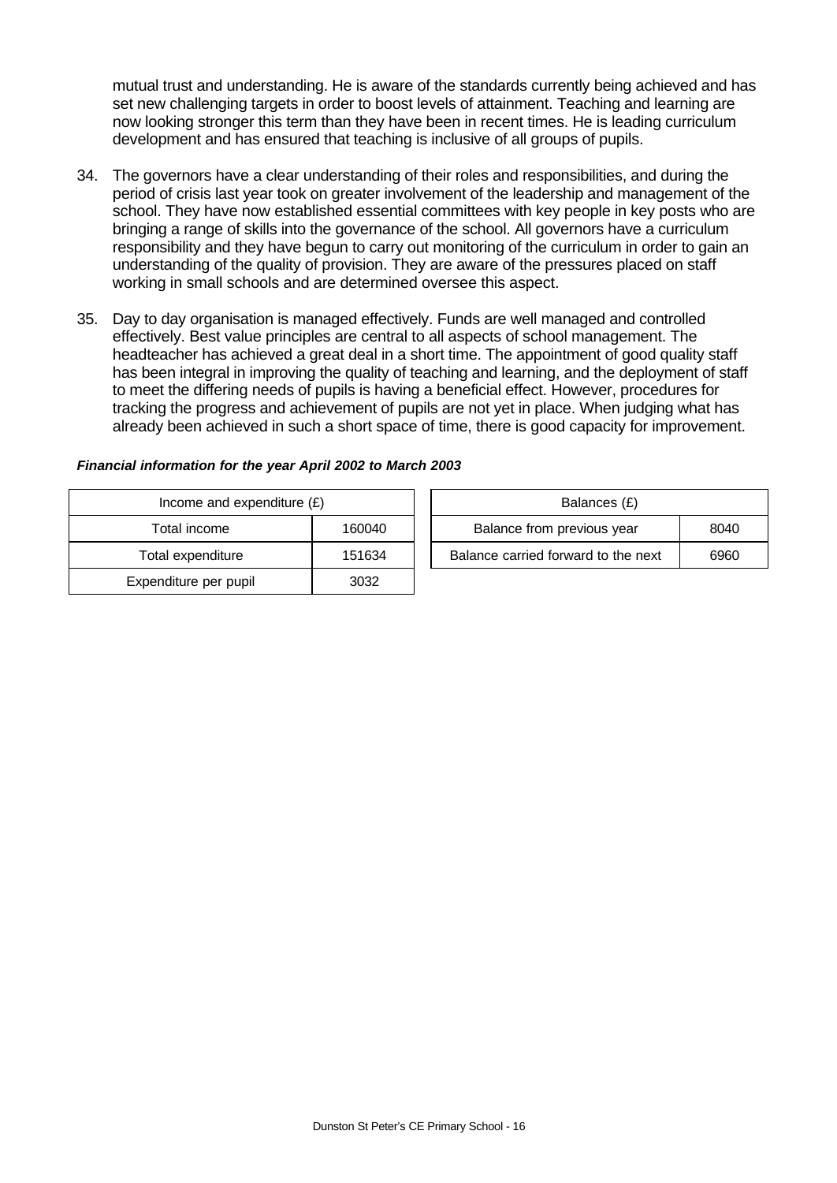mutual trust and understanding. He is aware of the standards currently being achieved and has set new challenging targets in order to boost levels of attainment. Teaching and learning are now looking stronger this term than they have been in recent times. He is leading curriculum development and has ensured that teaching is inclusive of all groups of pupils.

34. The governors have a clear understanding of their roles and responsibilities, and during the period of crisis last year took on greater involvement of the leadership and management of the school. They have now established essential committees with key people in key posts who are bringing a range of skills into the governance of the school. All governors have a curriculum responsibility and they have begun to carry out monitoring of the curriculum in order to gain an understanding of the quality of provision. They are aware of the pressures placed on staff working in small schools and are determined oversee this aspect.

35. Day to day organisation is managed effectively. Funds are well managed and controlled effectively. Best value principles are central to all aspects of school management. The headteacher has achieved a great deal in a short time. The appointment of good quality staff has been integral in improving the quality of teaching and learning, and the deployment of staff to meet the differing needs of pupils is having a beneficial effect. However, procedures for tracking the progress and achievement of pupils are not yet in place. When judging what has already been achieved in such a short space of time, there is good capacity for improvement.

***Financial information for the year April 2002 to March 2003***

| Income and expenditure (£) | |
|---|---|
| Total income | 160040 |
| Total expenditure | 151634 |
| Expenditure per pupil | 3032 |

| Balances (£) | |
|---|---|
| Balance from previous year | 8040 |
| Balance carried forward to the next | 6960 |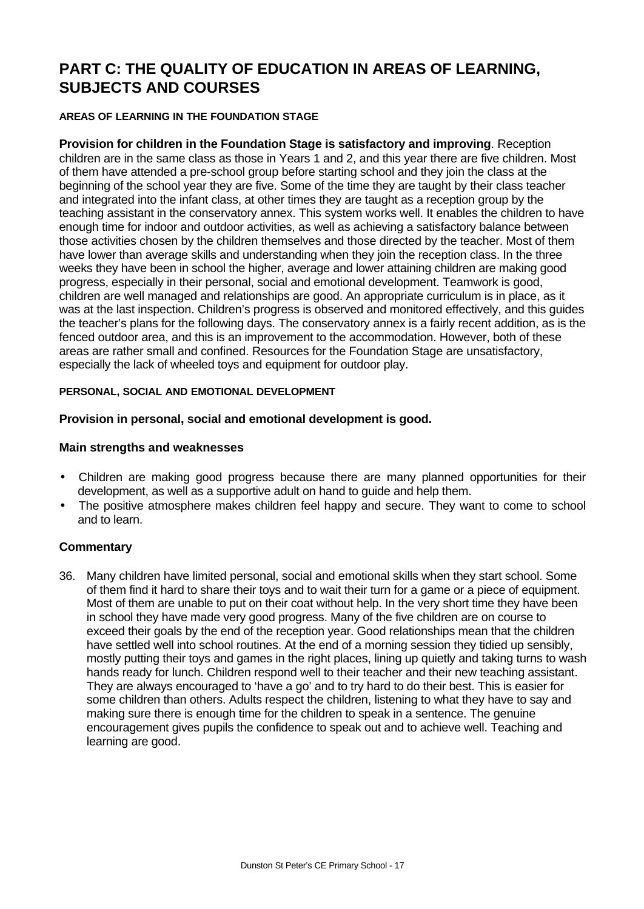# PART C: THE QUALITY OF EDUCATION IN AREAS OF LEARNING, SUBJECTS AND COURSES

#### AREAS OF LEARNING IN THE FOUNDATION STAGE

**Provision for children in the Foundation Stage is satisfactory and improving**. Reception children are in the same class as those in Years 1 and 2, and this year there are five children. Most of them have attended a pre-school group before starting school and they join the class at the beginning of the school year they are five. Some of the time they are taught by their class teacher and integrated into the infant class, at other times they are taught as a reception group by the teaching assistant in the conservatory annex. This system works well. It enables the children to have enough time for indoor and outdoor activities, as well as achieving a satisfactory balance between those activities chosen by the children themselves and those directed by the teacher. Most of them have lower than average skills and understanding when they join the reception class. In the three weeks they have been in school the higher, average and lower attaining children are making good progress, especially in their personal, social and emotional development. Teamwork is good, children are well managed and relationships are good. An appropriate curriculum is in place, as it was at the last inspection. Children's progress is observed and monitored effectively, and this guides the teacher's plans for the following days. The conservatory annex is a fairly recent addition, as is the fenced outdoor area, and this is an improvement to the accommodation. However, both of these areas are rather small and confined. Resources for the Foundation Stage are unsatisfactory, especially the lack of wheeled toys and equipment for outdoor play.

#### PERSONAL, SOCIAL AND EMOTIONAL DEVELOPMENT

**Provision in personal, social and emotional development is good.**

**Main strengths and weaknesses**

- Children are making good progress because there are many planned opportunities for their development, as well as a supportive adult on hand to guide and help them.
- The positive atmosphere makes children feel happy and secure. They want to come to school and to learn.

**Commentary**

36. Many children have limited personal, social and emotional skills when they start school. Some of them find it hard to share their toys and to wait their turn for a game or a piece of equipment. Most of them are unable to put on their coat without help. In the very short time they have been in school they have made very good progress. Many of the five children are on course to exceed their goals by the end of the reception year. Good relationships mean that the children have settled well into school routines. At the end of a morning session they tidied up sensibly, mostly putting their toys and games in the right places, lining up quietly and taking turns to wash hands ready for lunch. Children respond well to their teacher and their new teaching assistant. They are always encouraged to 'have a go' and to try hard to do their best. This is easier for some children than others. Adults respect the children, listening to what they have to say and making sure there is enough time for the children to speak in a sentence. The genuine encouragement gives pupils the confidence to speak out and to achieve well. Teaching and learning are good.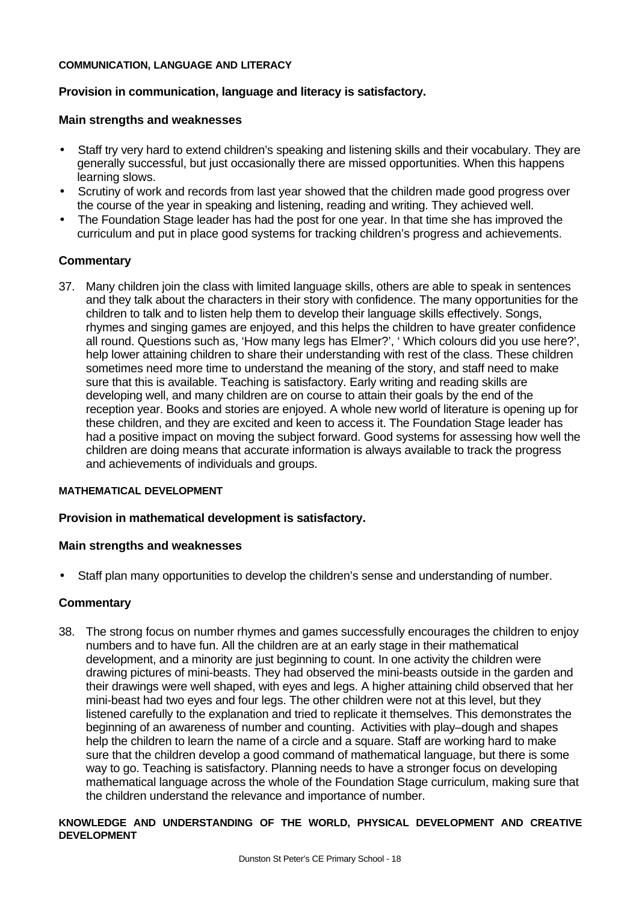#### COMMUNICATION, LANGUAGE AND LITERACY

**Provision in communication, language and literacy is satisfactory.**

**Main strengths and weaknesses**

- Staff try very hard to extend children's speaking and listening skills and their vocabulary. They are generally successful, but just occasionally there are missed opportunities. When this happens learning slows.
- Scrutiny of work and records from last year showed that the children made good progress over the course of the year in speaking and listening, reading and writing. They achieved well.
- The Foundation Stage leader has had the post for one year. In that time she has improved the curriculum and put in place good systems for tracking children's progress and achievements.

**Commentary**

37. Many children join the class with limited language skills, others are able to speak in sentences and they talk about the characters in their story with confidence. The many opportunities for the children to talk and to listen help them to develop their language skills effectively. Songs, rhymes and singing games are enjoyed, and this helps the children to have greater confidence all round. Questions such as, 'How many legs has Elmer?', ' Which colours did you use here?', help lower attaining children to share their understanding with rest of the class. These children sometimes need more time to understand the meaning of the story, and staff need to make sure that this is available. Teaching is satisfactory. Early writing and reading skills are developing well, and many children are on course to attain their goals by the end of the reception year. Books and stories are enjoyed. A whole new world of literature is opening up for these children, and they are excited and keen to access it. The Foundation Stage leader has had a positive impact on moving the subject forward. Good systems for assessing how well the children are doing means that accurate information is always available to track the progress and achievements of individuals and groups.

#### MATHEMATICAL DEVELOPMENT

**Provision in mathematical development is satisfactory.**

**Main strengths and weaknesses**

- Staff plan many opportunities to develop the children's sense and understanding of number.

**Commentary**

38. The strong focus on number rhymes and games successfully encourages the children to enjoy numbers and to have fun. All the children are at an early stage in their mathematical development, and a minority are just beginning to count. In one activity the children were drawing pictures of mini-beasts. They had observed the mini-beasts outside in the garden and their drawings were well shaped, with eyes and legs. A higher attaining child observed that her mini-beast had two eyes and four legs. The other children were not at this level, but they listened carefully to the explanation and tried to replicate it themselves. This demonstrates the beginning of an awareness of number and counting. Activities with play–dough and shapes help the children to learn the name of a circle and a square. Staff are working hard to make sure that the children develop a good command of mathematical language, but there is some way to go. Teaching is satisfactory. Planning needs to have a stronger focus on developing mathematical language across the whole of the Foundation Stage curriculum, making sure that the children understand the relevance and importance of number.

#### KNOWLEDGE AND UNDERSTANDING OF THE WORLD, PHYSICAL DEVELOPMENT AND CREATIVE DEVELOPMENT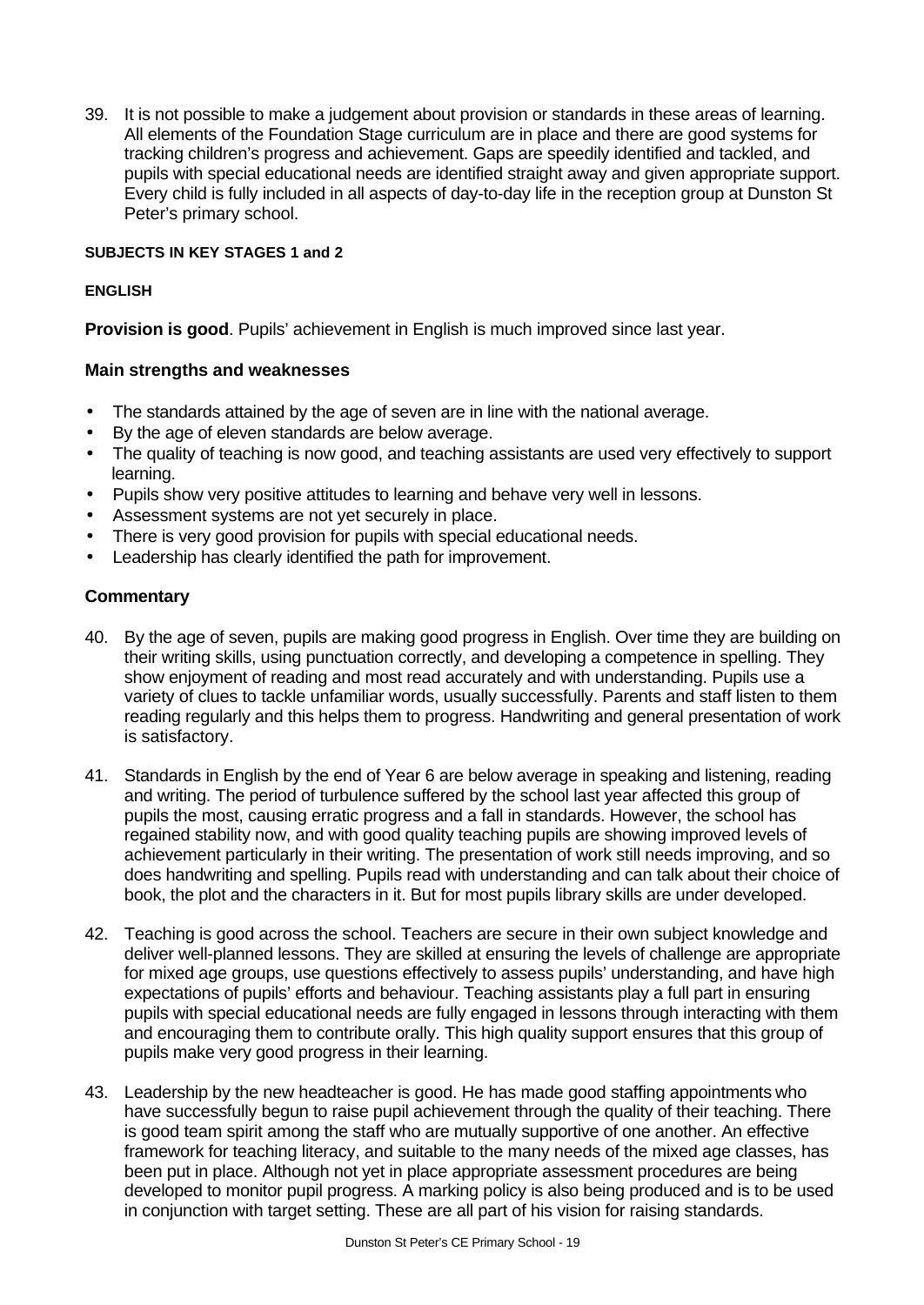39. It is not possible to make a judgement about provision or standards in these areas of learning. All elements of the Foundation Stage curriculum are in place and there are good systems for tracking children's progress and achievement. Gaps are speedily identified and tackled, and pupils with special educational needs are identified straight away and given appropriate support. Every child is fully included in all aspects of day-to-day life in the reception group at Dunston St Peter's primary school.

#### SUBJECTS IN KEY STAGES 1 and 2

#### ENGLISH

**Provision is good**. Pupils' achievement in English is much improved since last year.

### Main strengths and weaknesses

- The standards attained by the age of seven are in line with the national average.
- By the age of eleven standards are below average.
- The quality of teaching is now good, and teaching assistants are used very effectively to support learning.
- Pupils show very positive attitudes to learning and behave very well in lessons.
- Assessment systems are not yet securely in place.
- There is very good provision for pupils with special educational needs.
- Leadership has clearly identified the path for improvement.

### Commentary

40. By the age of seven, pupils are making good progress in English. Over time they are building on their writing skills, using punctuation correctly, and developing a competence in spelling. They show enjoyment of reading and most read accurately and with understanding. Pupils use a variety of clues to tackle unfamiliar words, usually successfully. Parents and staff listen to them reading regularly and this helps them to progress. Handwriting and general presentation of work is satisfactory.

41. Standards in English by the end of Year 6 are below average in speaking and listening, reading and writing. The period of turbulence suffered by the school last year affected this group of pupils the most, causing erratic progress and a fall in standards. However, the school has regained stability now, and with good quality teaching pupils are showing improved levels of achievement particularly in their writing. The presentation of work still needs improving, and so does handwriting and spelling. Pupils read with understanding and can talk about their choice of book, the plot and the characters in it. But for most pupils library skills are under developed.

42. Teaching is good across the school. Teachers are secure in their own subject knowledge and deliver well-planned lessons. They are skilled at ensuring the levels of challenge are appropriate for mixed age groups, use questions effectively to assess pupils' understanding, and have high expectations of pupils' efforts and behaviour. Teaching assistants play a full part in ensuring pupils with special educational needs are fully engaged in lessons through interacting with them and encouraging them to contribute orally. This high quality support ensures that this group of pupils make very good progress in their learning.

43. Leadership by the new headteacher is good. He has made good staffing appointments who have successfully begun to raise pupil achievement through the quality of their teaching. There is good team spirit among the staff who are mutually supportive of one another. An effective framework for teaching literacy, and suitable to the many needs of the mixed age classes, has been put in place. Although not yet in place appropriate assessment procedures are being developed to monitor pupil progress. A marking policy is also being produced and is to be used in conjunction with target setting. These are all part of his vision for raising standards.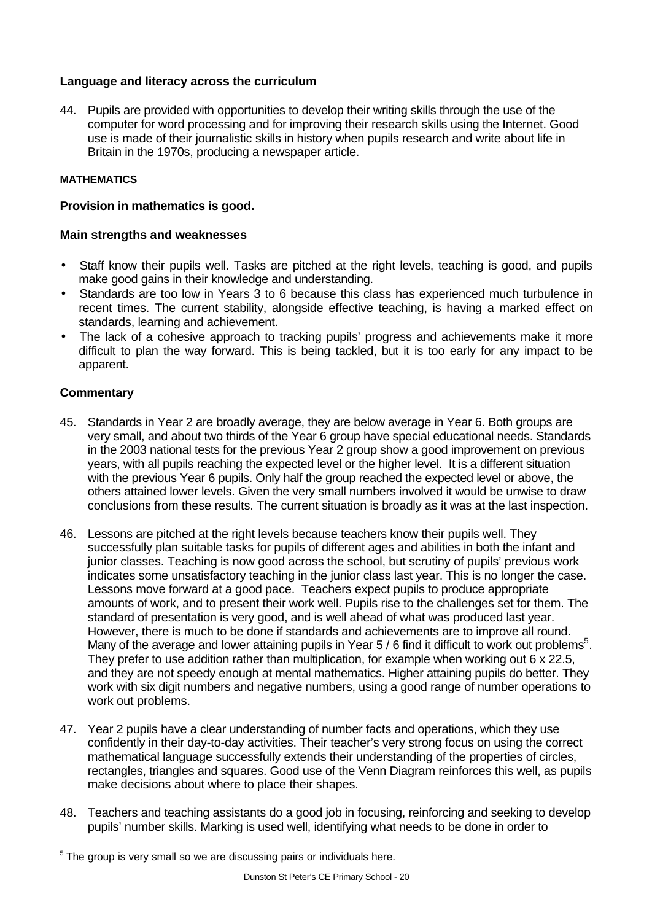### Language and literacy across the curriculum

44. Pupils are provided with opportunities to develop their writing skills through the use of the computer for word processing and for improving their research skills using the Internet. Good use is made of their journalistic skills in history when pupils research and write about life in Britain in the 1970s, producing a newspaper article.

#### MATHEMATICS

**Provision in mathematics is good.**

**Main strengths and weaknesses**

- Staff know their pupils well. Tasks are pitched at the right levels, teaching is good, and pupils make good gains in their knowledge and understanding.
- Standards are too low in Years 3 to 6 because this class has experienced much turbulence in recent times. The current stability, alongside effective teaching, is having a marked effect on standards, learning and achievement.
- The lack of a cohesive approach to tracking pupils' progress and achievements make it more difficult to plan the way forward. This is being tackled, but it is too early for any impact to be apparent.

**Commentary**

45. Standards in Year 2 are broadly average, they are below average in Year 6. Both groups are very small, and about two thirds of the Year 6 group have special educational needs. Standards in the 2003 national tests for the previous Year 2 group show a good improvement on previous years, with all pupils reaching the expected level or the higher level. It is a different situation with the previous Year 6 pupils. Only half the group reached the expected level or above, the others attained lower levels. Given the very small numbers involved it would be unwise to draw conclusions from these results. The current situation is broadly as it was at the last inspection.

46. Lessons are pitched at the right levels because teachers know their pupils well. They successfully plan suitable tasks for pupils of different ages and abilities in both the infant and junior classes. Teaching is now good across the school, but scrutiny of pupils' previous work indicates some unsatisfactory teaching in the junior class last year. This is no longer the case. Lessons move forward at a good pace. Teachers expect pupils to produce appropriate amounts of work, and to present their work well. Pupils rise to the challenges set for them. The standard of presentation is very good, and is well ahead of what was produced last year. However, there is much to be done if standards and achievements are to improve all round. Many of the average and lower attaining pupils in Year 5 / 6 find it difficult to work out problems[5]. They prefer to use addition rather than multiplication, for example when working out 6 x 22.5, and they are not speedy enough at mental mathematics. Higher attaining pupils do better. They work with six digit numbers and negative numbers, using a good range of number operations to work out problems.

47. Year 2 pupils have a clear understanding of number facts and operations, which they use confidently in their day-to-day activities. Their teacher's very strong focus on using the correct mathematical language successfully extends their understanding of the properties of circles, rectangles, triangles and squares. Good use of the Venn Diagram reinforces this well, as pupils make decisions about where to place their shapes.

48. Teachers and teaching assistants do a good job in focusing, reinforcing and seeking to develop pupils' number skills. Marking is used well, identifying what needs to be done in order to

[5] The group is very small so we are discussing pairs or individuals here.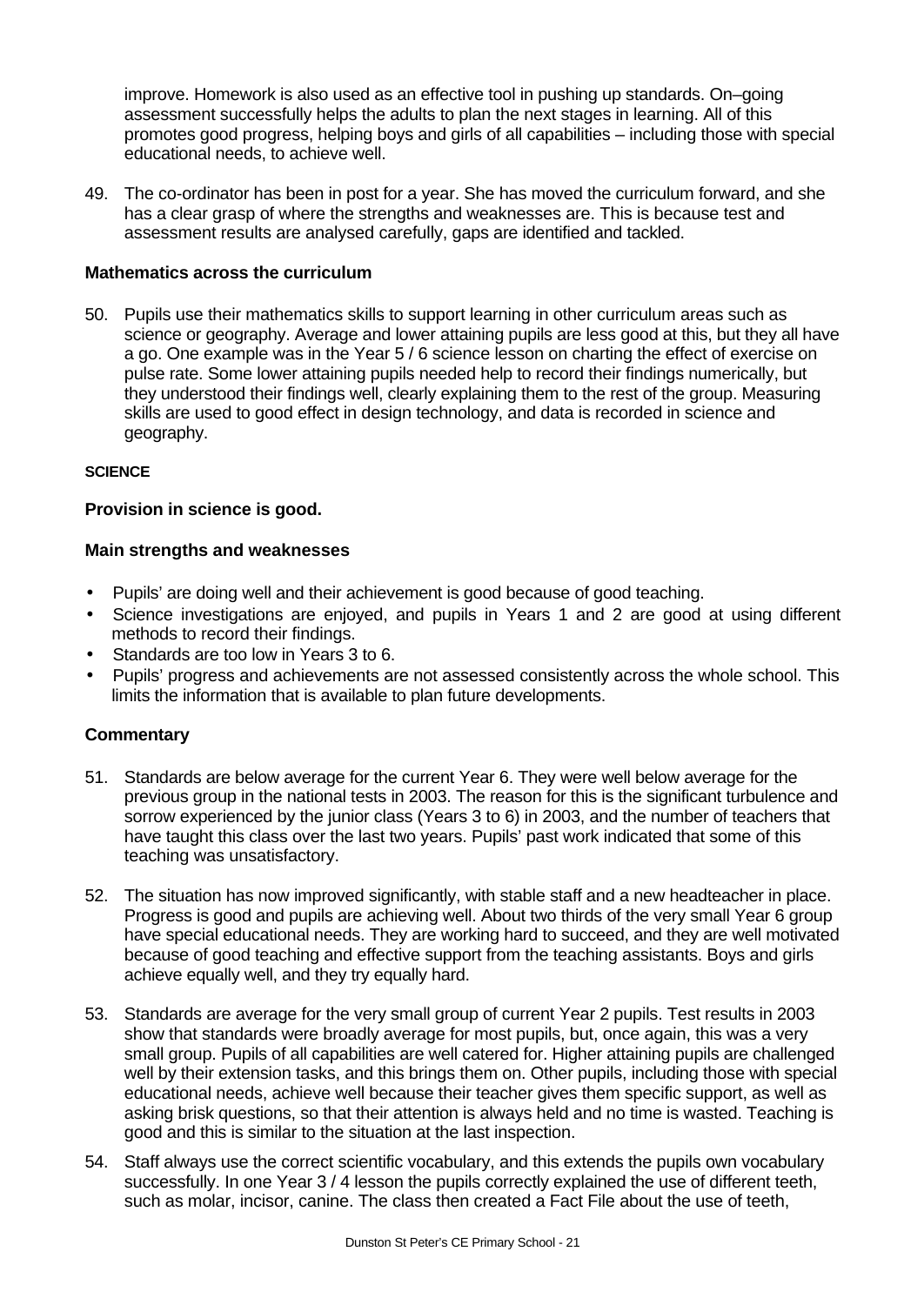improve. Homework is also used as an effective tool in pushing up standards. On–going assessment successfully helps the adults to plan the next stages in learning. All of this promotes good progress, helping boys and girls of all capabilities – including those with special educational needs, to achieve well.

49. The co-ordinator has been in post for a year. She has moved the curriculum forward, and she has a clear grasp of where the strengths and weaknesses are. This is because test and assessment results are analysed carefully, gaps are identified and tackled.

**Mathematics across the curriculum**

50. Pupils use their mathematics skills to support learning in other curriculum areas such as science or geography. Average and lower attaining pupils are less good at this, but they all have a go. One example was in the Year 5 / 6 science lesson on charting the effect of exercise on pulse rate. Some lower attaining pupils needed help to record their findings numerically, but they understood their findings well, clearly explaining them to the rest of the group. Measuring skills are used to good effect in design technology, and data is recorded in science and geography.

**SCIENCE**

**Provision in science is good.**

**Main strengths and weaknesses**

- Pupils' are doing well and their achievement is good because of good teaching.
- Science investigations are enjoyed, and pupils in Years 1 and 2 are good at using different methods to record their findings.
- Standards are too low in Years 3 to 6.
- Pupils' progress and achievements are not assessed consistently across the whole school. This limits the information that is available to plan future developments.

**Commentary**

51. Standards are below average for the current Year 6. They were well below average for the previous group in the national tests in 2003. The reason for this is the significant turbulence and sorrow experienced by the junior class (Years 3 to 6) in 2003, and the number of teachers that have taught this class over the last two years. Pupils' past work indicated that some of this teaching was unsatisfactory.

52. The situation has now improved significantly, with stable staff and a new headteacher in place. Progress is good and pupils are achieving well. About two thirds of the very small Year 6 group have special educational needs. They are working hard to succeed, and they are well motivated because of good teaching and effective support from the teaching assistants. Boys and girls achieve equally well, and they try equally hard.

53. Standards are average for the very small group of current Year 2 pupils. Test results in 2003 show that standards were broadly average for most pupils, but, once again, this was a very small group. Pupils of all capabilities are well catered for. Higher attaining pupils are challenged well by their extension tasks, and this brings them on. Other pupils, including those with special educational needs, achieve well because their teacher gives them specific support, as well as asking brisk questions, so that their attention is always held and no time is wasted. Teaching is good and this is similar to the situation at the last inspection.

54. Staff always use the correct scientific vocabulary, and this extends the pupils own vocabulary successfully. In one Year 3 / 4 lesson the pupils correctly explained the use of different teeth, such as molar, incisor, canine. The class then created a Fact File about the use of teeth,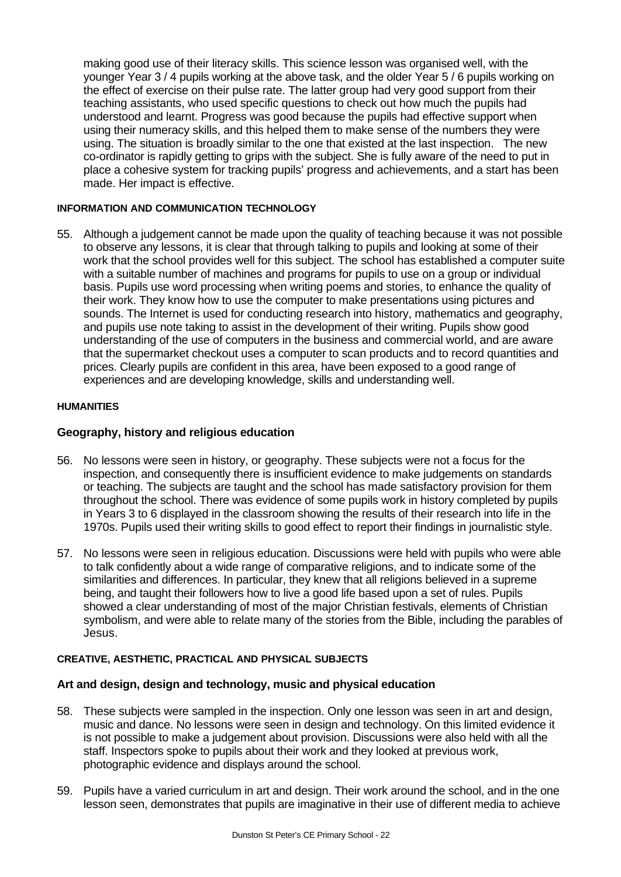making good use of their literacy skills. This science lesson was organised well, with the younger Year 3 / 4 pupils working at the above task, and the older Year 5 / 6 pupils working on the effect of exercise on their pulse rate. The latter group had very good support from their teaching assistants, who used specific questions to check out how much the pupils had understood and learnt. Progress was good because the pupils had effective support when using their numeracy skills, and this helped them to make sense of the numbers they were using. The situation is broadly similar to the one that existed at the last inspection. The new co-ordinator is rapidly getting to grips with the subject. She is fully aware of the need to put in place a cohesive system for tracking pupils' progress and achievements, and a start has been made. Her impact is effective.

#### INFORMATION AND COMMUNICATION TECHNOLOGY

55. Although a judgement cannot be made upon the quality of teaching because it was not possible to observe any lessons, it is clear that through talking to pupils and looking at some of their work that the school provides well for this subject. The school has established a computer suite with a suitable number of machines and programs for pupils to use on a group or individual basis. Pupils use word processing when writing poems and stories, to enhance the quality of their work. They know how to use the computer to make presentations using pictures and sounds. The Internet is used for conducting research into history, mathematics and geography, and pupils use note taking to assist in the development of their writing. Pupils show good understanding of the use of computers in the business and commercial world, and are aware that the supermarket checkout uses a computer to scan products and to record quantities and prices. Clearly pupils are confident in this area, have been exposed to a good range of experiences and are developing knowledge, skills and understanding well.

#### HUMANITIES

### Geography, history and religious education

56. No lessons were seen in history, or geography. These subjects were not a focus for the inspection, and consequently there is insufficient evidence to make judgements on standards or teaching. The subjects are taught and the school has made satisfactory provision for them throughout the school. There was evidence of some pupils work in history completed by pupils in Years 3 to 6 displayed in the classroom showing the results of their research into life in the 1970s. Pupils used their writing skills to good effect to report their findings in journalistic style.

57. No lessons were seen in religious education. Discussions were held with pupils who were able to talk confidently about a wide range of comparative religions, and to indicate some of the similarities and differences. In particular, they knew that all religions believed in a supreme being, and taught their followers how to live a good life based upon a set of rules. Pupils showed a clear understanding of most of the major Christian festivals, elements of Christian symbolism, and were able to relate many of the stories from the Bible, including the parables of Jesus.

#### CREATIVE, AESTHETIC, PRACTICAL AND PHYSICAL SUBJECTS

### Art and design, design and technology, music and physical education

58. These subjects were sampled in the inspection. Only one lesson was seen in art and design, music and dance. No lessons were seen in design and technology. On this limited evidence it is not possible to make a judgement about provision. Discussions were also held with all the staff. Inspectors spoke to pupils about their work and they looked at previous work, photographic evidence and displays around the school.

59. Pupils have a varied curriculum in art and design. Their work around the school, and in the one lesson seen, demonstrates that pupils are imaginative in their use of different media to achieve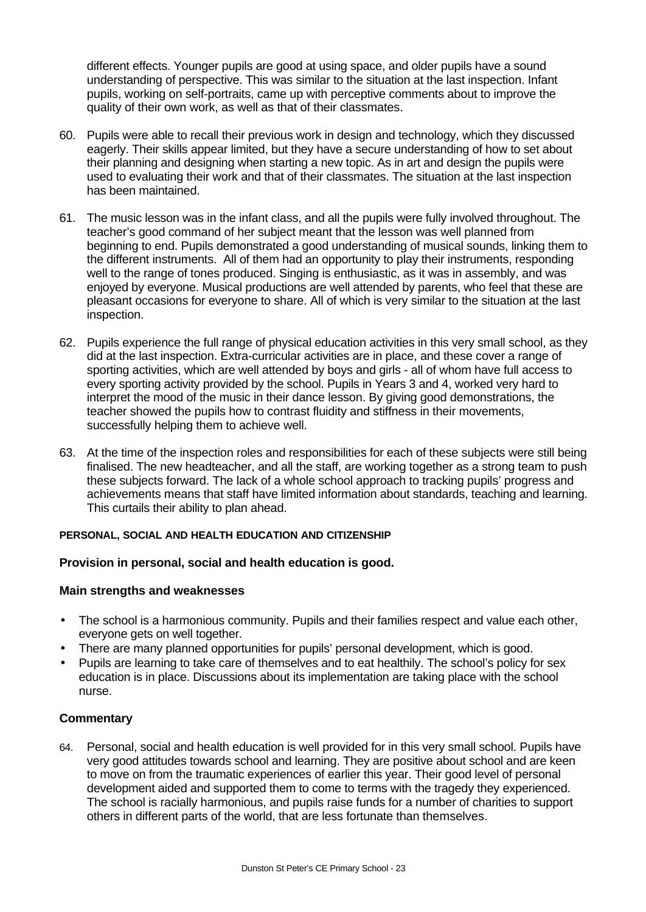different effects. Younger pupils are good at using space, and older pupils have a sound understanding of perspective. This was similar to the situation at the last inspection. Infant pupils, working on self-portraits, came up with perceptive comments about to improve the quality of their own work, as well as that of their classmates.

60. Pupils were able to recall their previous work in design and technology, which they discussed eagerly. Their skills appear limited, but they have a secure understanding of how to set about their planning and designing when starting a new topic. As in art and design the pupils were used to evaluating their work and that of their classmates. The situation at the last inspection has been maintained.

61. The music lesson was in the infant class, and all the pupils were fully involved throughout. The teacher's good command of her subject meant that the lesson was well planned from beginning to end. Pupils demonstrated a good understanding of musical sounds, linking them to the different instruments. All of them had an opportunity to play their instruments, responding well to the range of tones produced. Singing is enthusiastic, as it was in assembly, and was enjoyed by everyone. Musical productions are well attended by parents, who feel that these are pleasant occasions for everyone to share. All of which is very similar to the situation at the last inspection.

62. Pupils experience the full range of physical education activities in this very small school, as they did at the last inspection. Extra-curricular activities are in place, and these cover a range of sporting activities, which are well attended by boys and girls - all of whom have full access to every sporting activity provided by the school. Pupils in Years 3 and 4, worked very hard to interpret the mood of the music in their dance lesson. By giving good demonstrations, the teacher showed the pupils how to contrast fluidity and stiffness in their movements, successfully helping them to achieve well.

63. At the time of the inspection roles and responsibilities for each of these subjects were still being finalised. The new headteacher, and all the staff, are working together as a strong team to push these subjects forward. The lack of a whole school approach to tracking pupils' progress and achievements means that staff have limited information about standards, teaching and learning. This curtails their ability to plan ahead.

#### PERSONAL, SOCIAL AND HEALTH EDUCATION AND CITIZENSHIP

**Provision in personal, social and health education is good.**

**Main strengths and weaknesses**

- The school is a harmonious community. Pupils and their families respect and value each other, everyone gets on well together.
- There are many planned opportunities for pupils' personal development, which is good.
- Pupils are learning to take care of themselves and to eat healthily. The school's policy for sex education is in place. Discussions about its implementation are taking place with the school nurse.

**Commentary**

64. Personal, social and health education is well provided for in this very small school. Pupils have very good attitudes towards school and learning. They are positive about school and are keen to move on from the traumatic experiences of earlier this year. Their good level of personal development aided and supported them to come to terms with the tragedy they experienced. The school is racially harmonious, and pupils raise funds for a number of charities to support others in different parts of the world, that are less fortunate than themselves.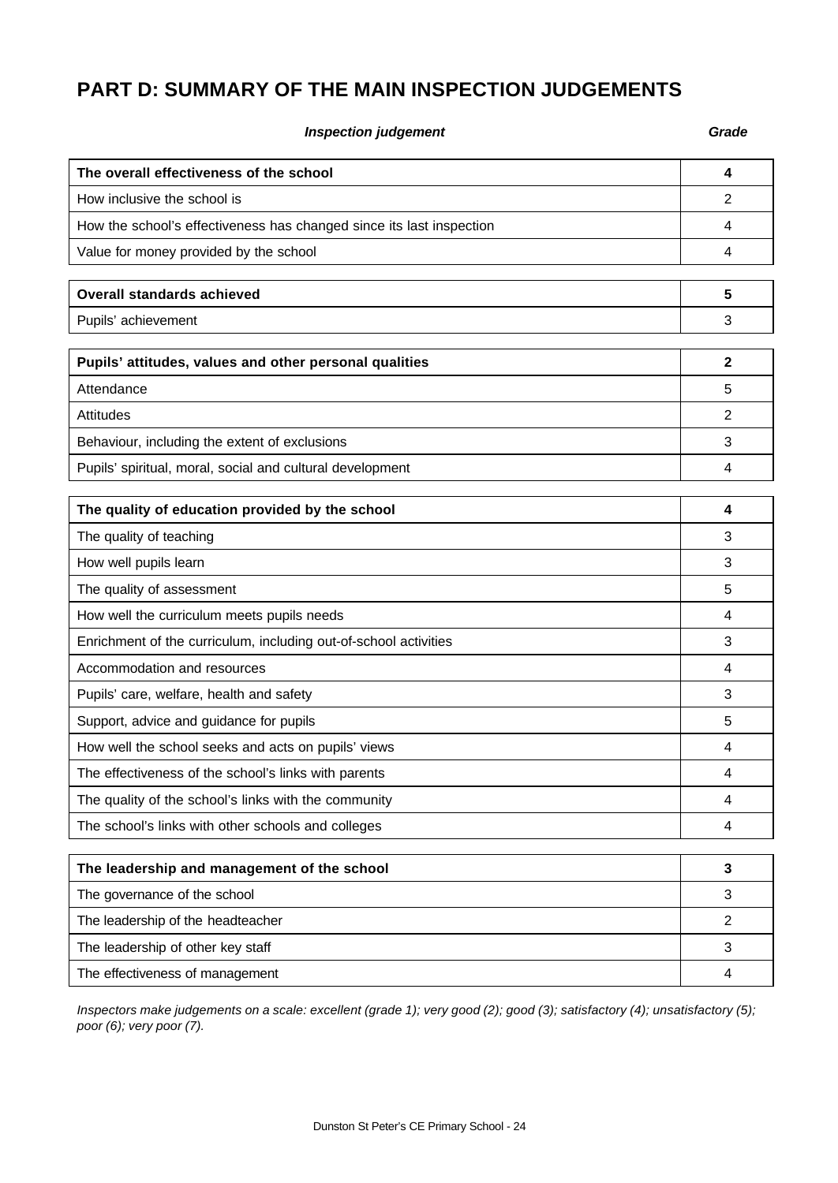# PART D: SUMMARY OF THE MAIN INSPECTION JUDGEMENTS

| *Inspection judgement* | *Grade* |
|---|---|
| **The overall effectiveness of the school** | **4** |
| How inclusive the school is | 2 |
| How the school's effectiveness has changed since its last inspection | 4 |
| Value for money provided by the school | 4 |
| **Overall standards achieved** | **5** |
| Pupils' achievement | 3 |
| **Pupils' attitudes, values and other personal qualities** | **2** |
| Attendance | 5 |
| Attitudes | 2 |
| Behaviour, including the extent of exclusions | 3 |
| Pupils' spiritual, moral, social and cultural development | 4 |
| **The quality of education provided by the school** | **4** |
| The quality of teaching | 3 |
| How well pupils learn | 3 |
| The quality of assessment | 5 |
| How well the curriculum meets pupils needs | 4 |
| Enrichment of the curriculum, including out-of-school activities | 3 |
| Accommodation and resources | 4 |
| Pupils' care, welfare, health and safety | 3 |
| Support, advice and guidance for pupils | 5 |
| How well the school seeks and acts on pupils' views | 4 |
| The effectiveness of the school's links with parents | 4 |
| The quality of the school's links with the community | 4 |
| The school's links with other schools and colleges | 4 |
| **The leadership and management of the school** | **3** |
| The governance of the school | 3 |
| The leadership of the headteacher | 2 |
| The leadership of other key staff | 3 |
| The effectiveness of management | 4 |

*Inspectors make judgements on a scale: excellent (grade 1); very good (2); good (3); satisfactory (4); unsatisfactory (5); poor (6); very poor (7).*